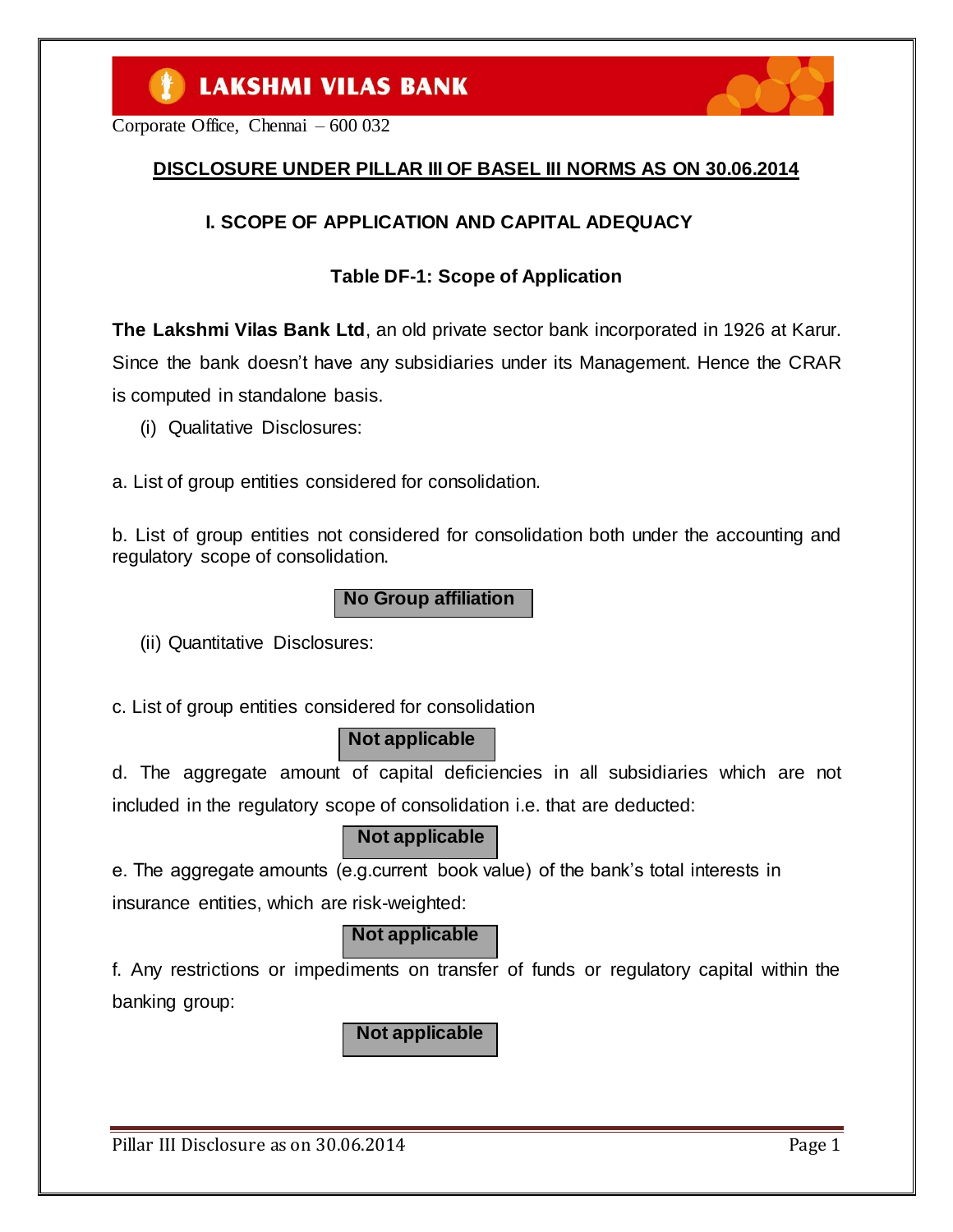LAKSHMI VILAS BANK

Corporate Office, Chennai – 600 032

## DISCLOSURE UNDER PILLAR III OF BASEL III NORMS AS ON 30.06.2014

### I. SCOPE OF APPLICATION AND CAPITAL ADEQUACY

#### Table DF-1: Scope of Application

**The Lakshmi Vilas Bank Ltd**, an old private sector bank incorporated in 1926 at Karur. Since the bank doesn't have any subsidiaries under its Management. Hence the CRAR is computed in standalone basis.

(i) Qualitative Disclosures:

a. List of group entities considered for consolidation.

b. List of group entities not considered for consolidation both under the accounting and regulatory scope of consolidation.

**No Group affiliation**

(ii) Quantitative Disclosures:

c. List of group entities considered for consolidation

**Not applicable**

d. The aggregate amount of capital deficiencies in all subsidiaries which are not included in the regulatory scope of consolidation i.e. that are deducted:

**Not applicable**

e. The aggregate amounts (e.g.current book value) of the bank's total interests in insurance entities, which are risk-weighted:

**Not applicable**

f. Any restrictions or impediments on transfer of funds or regulatory capital within the banking group:

**Not applicable**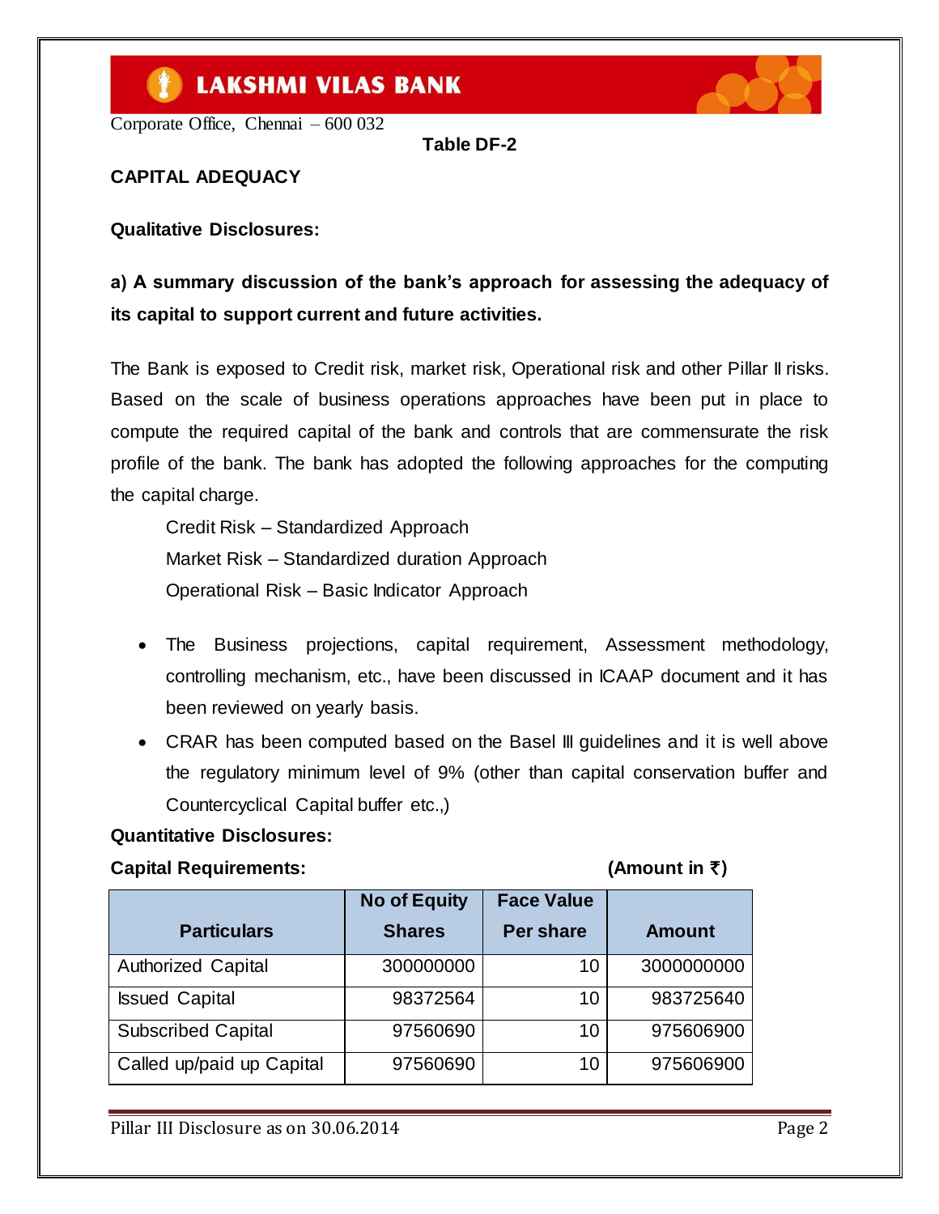**Table DF-2**

## CAPITAL ADEQUACY

**Qualitative Disclosures:**

**a) A summary discussion of the bank's approach for assessing the adequacy of its capital to support current and future activities.**

The Bank is exposed to Credit risk, market risk, Operational risk and other Pillar II risks. Based on the scale of business operations approaches have been put in place to compute the required capital of the bank and controls that are commensurate the risk profile of the bank. The bank has adopted the following approaches for the computing the capital charge.

Credit Risk – Standardized Approach
Market Risk – Standardized duration Approach
Operational Risk – Basic Indicator Approach

- The Business projections, capital requirement, Assessment methodology, controlling mechanism, etc., have been discussed in ICAAP document and it has been reviewed on yearly basis.
- CRAR has been computed based on the Basel III guidelines and it is well above the regulatory minimum level of 9% (other than capital conservation buffer and Countercyclical Capital buffer etc.,)

**Quantitative Disclosures:**

**Capital Requirements:** **(Amount in ₹)**

| Particulars | No of Equity Shares | Face Value Per share | Amount |
|---|---|---|---|
| Authorized Capital | 300000000 | 10 | 3000000000 |
| Issued Capital | 98372564 | 10 | 983725640 |
| Subscribed Capital | 97560690 | 10 | 975606900 |
| Called up/paid up Capital | 97560690 | 10 | 975606900 |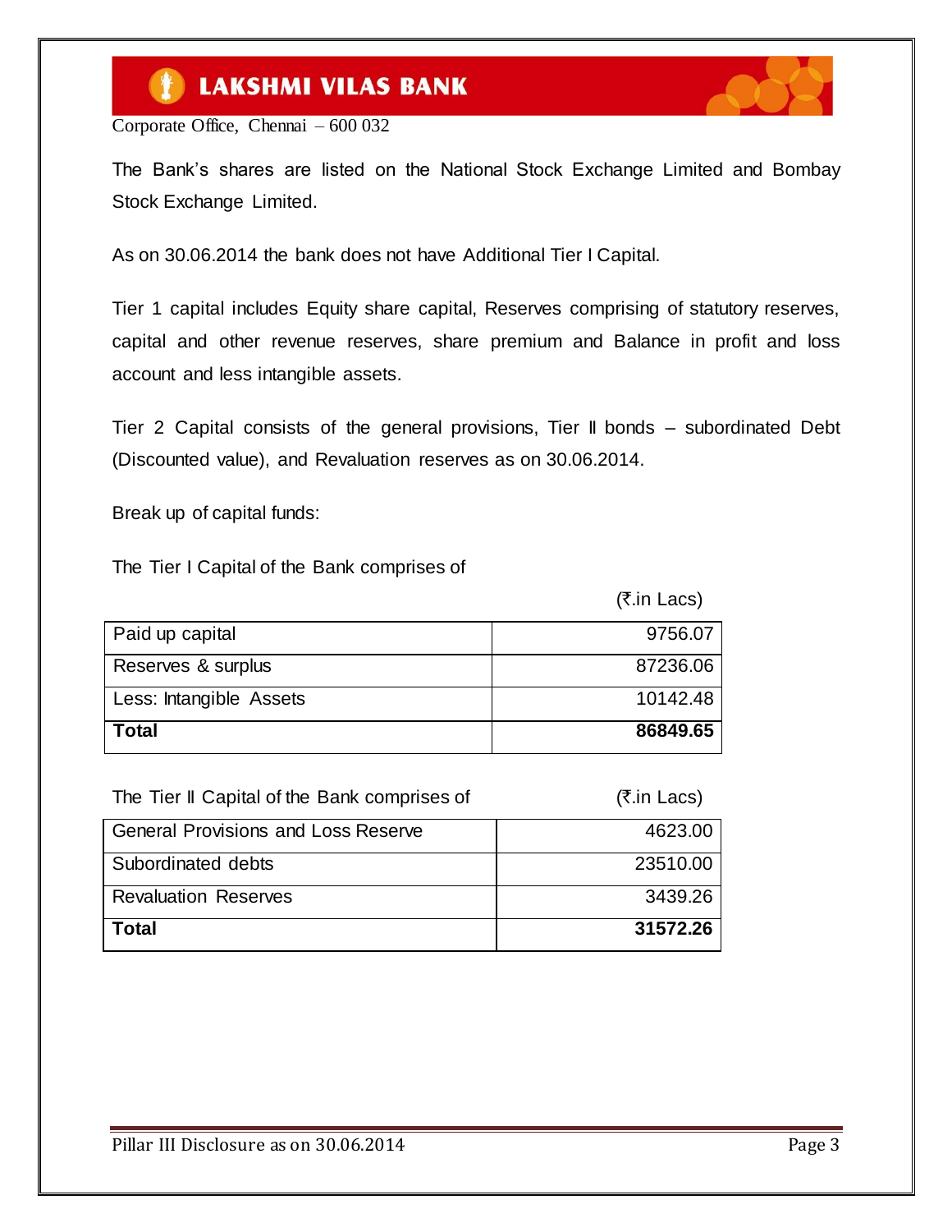The Bank's shares are listed on the National Stock Exchange Limited and Bombay Stock Exchange Limited.

As on 30.06.2014 the bank does not have Additional Tier I Capital.

Tier 1 capital includes Equity share capital, Reserves comprising of statutory reserves, capital and other revenue reserves, share premium and Balance in profit and loss account and less intangible assets.

Tier 2 Capital consists of the general provisions, Tier II bonds – subordinated Debt (Discounted value), and Revaluation reserves as on 30.06.2014.

Break up of capital funds:

The Tier I Capital of the Bank comprises of

(₹.in Lacs)

| | |
|---|---:|
| Paid up capital | 9756.07 |
| Reserves & surplus | 87236.06 |
| Less: Intangible Assets | 10142.48 |
| **Total** | **86849.65** |

The Tier II Capital of the Bank comprises of (₹.in Lacs)

| | |
|---|---:|
| General Provisions and Loss Reserve | 4623.00 |
| Subordinated debts | 23510.00 |
| Revaluation Reserves | 3439.26 |
| **Total** | **31572.26** |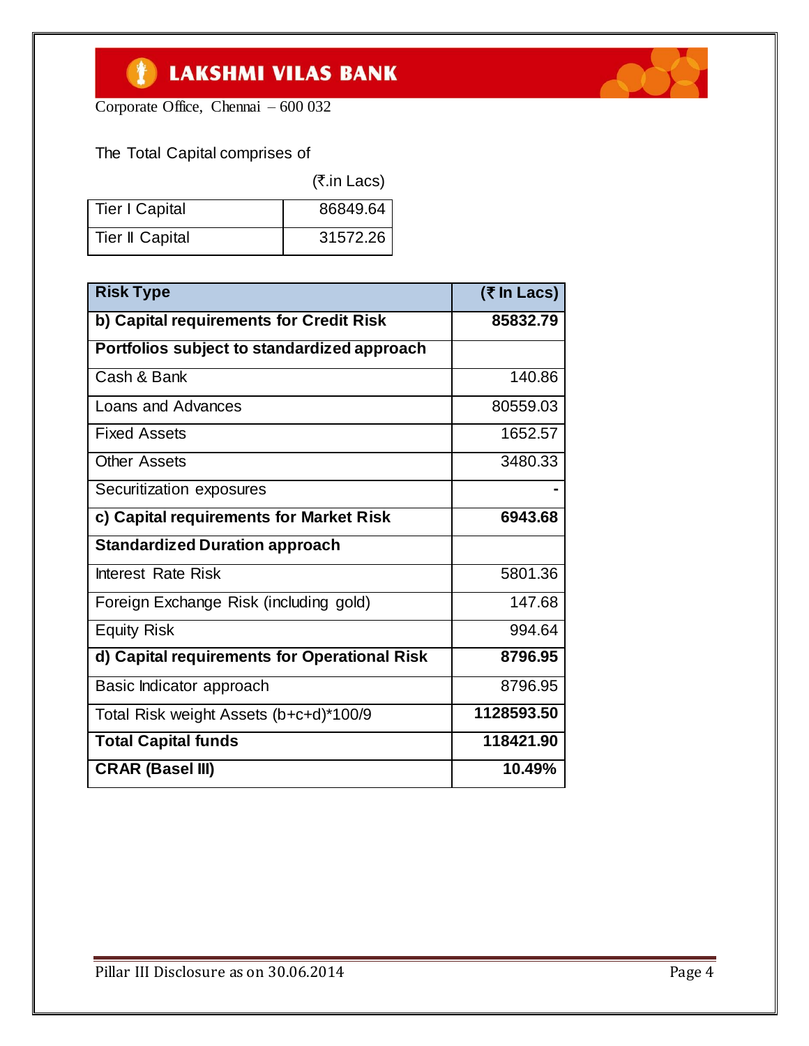The Total Capital comprises of

(₹.in Lacs)

| | |
|---|---|
| Tier I Capital | 86849.64 |
| Tier II Capital | 31572.26 |

| Risk Type | (₹ In Lacs) |
|---|---|
| **b) Capital requirements for Credit Risk** | **85832.79** |
| **Portfolios subject to standardized approach** | |
| Cash & Bank | 140.86 |
| Loans and Advances | 80559.03 |
| Fixed Assets | 1652.57 |
| Other Assets | 3480.33 |
| Securitization exposures | - |
| **c) Capital requirements for Market Risk** | **6943.68** |
| **Standardized Duration approach** | |
| Interest Rate Risk | 5801.36 |
| Foreign Exchange Risk (including gold) | 147.68 |
| Equity Risk | 994.64 |
| **d) Capital requirements for Operational Risk** | **8796.95** |
| Basic Indicator approach | 8796.95 |
| Total Risk weight Assets (b+c+d)*100/9 | **1128593.50** |
| **Total Capital funds** | **118421.90** |
| **CRAR (Basel III)** | **10.49%** |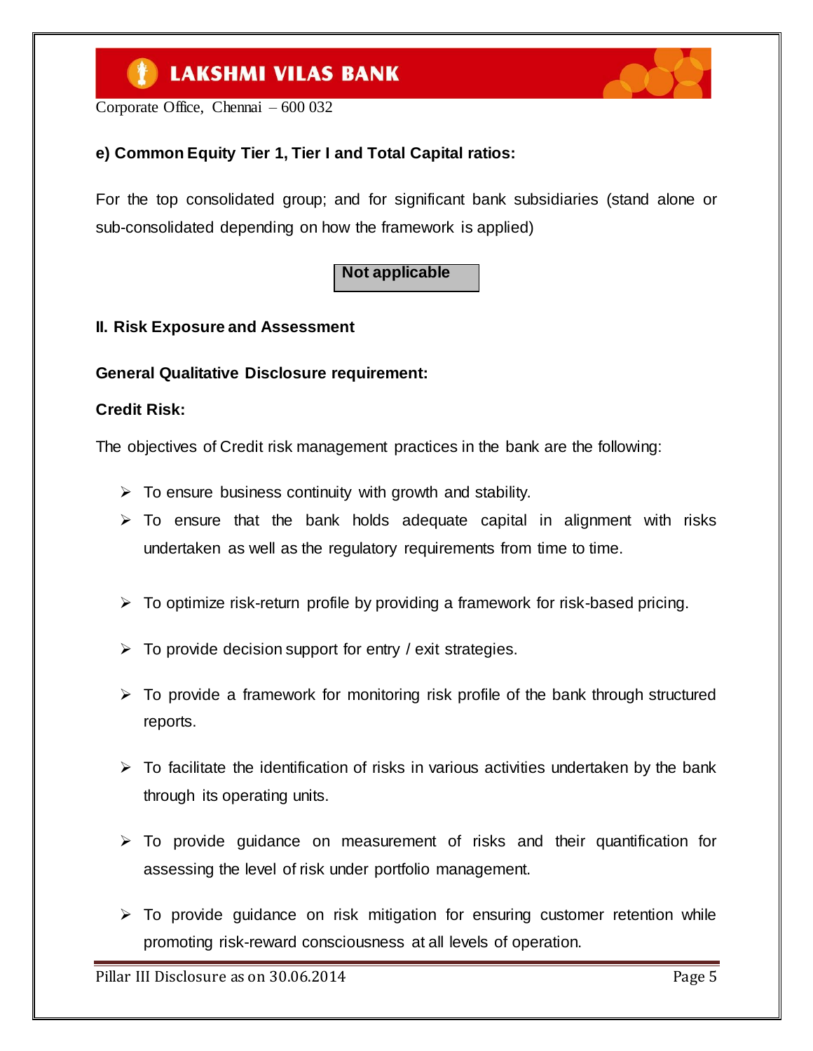**e) Common Equity Tier 1, Tier I and Total Capital ratios:**

For the top consolidated group; and for significant bank subsidiaries (stand alone or sub-consolidated depending on how the framework is applied)

**Not applicable**

**II. Risk Exposure and Assessment**

**General Qualitative Disclosure requirement:**

**Credit Risk:**

The objectives of Credit risk management practices in the bank are the following:

- To ensure business continuity with growth and stability.
- To ensure that the bank holds adequate capital in alignment with risks undertaken as well as the regulatory requirements from time to time.
- To optimize risk-return profile by providing a framework for risk-based pricing.
- To provide decision support for entry / exit strategies.
- To provide a framework for monitoring risk profile of the bank through structured reports.
- To facilitate the identification of risks in various activities undertaken by the bank through its operating units.
- To provide guidance on measurement of risks and their quantification for assessing the level of risk under portfolio management.
- To provide guidance on risk mitigation for ensuring customer retention while promoting risk-reward consciousness at all levels of operation.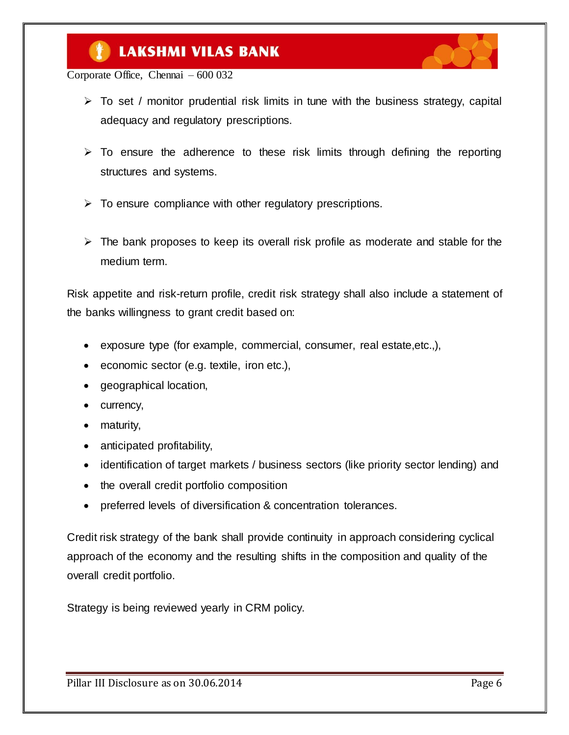- To set / monitor prudential risk limits in tune with the business strategy, capital adequacy and regulatory prescriptions.

- To ensure the adherence to these risk limits through defining the reporting structures and systems.

- To ensure compliance with other regulatory prescriptions.

- The bank proposes to keep its overall risk profile as moderate and stable for the medium term.

Risk appetite and risk-return profile, credit risk strategy shall also include a statement of the banks willingness to grant credit based on:

- exposure type (for example, commercial, consumer, real estate,etc.,),
- economic sector (e.g. textile, iron etc.),
- geographical location,
- currency,
- maturity,
- anticipated profitability,
- identification of target markets / business sectors (like priority sector lending) and
- the overall credit portfolio composition
- preferred levels of diversification & concentration tolerances.

Credit risk strategy of the bank shall provide continuity in approach considering cyclical approach of the economy and the resulting shifts in the composition and quality of the overall credit portfolio.

Strategy is being reviewed yearly in CRM policy.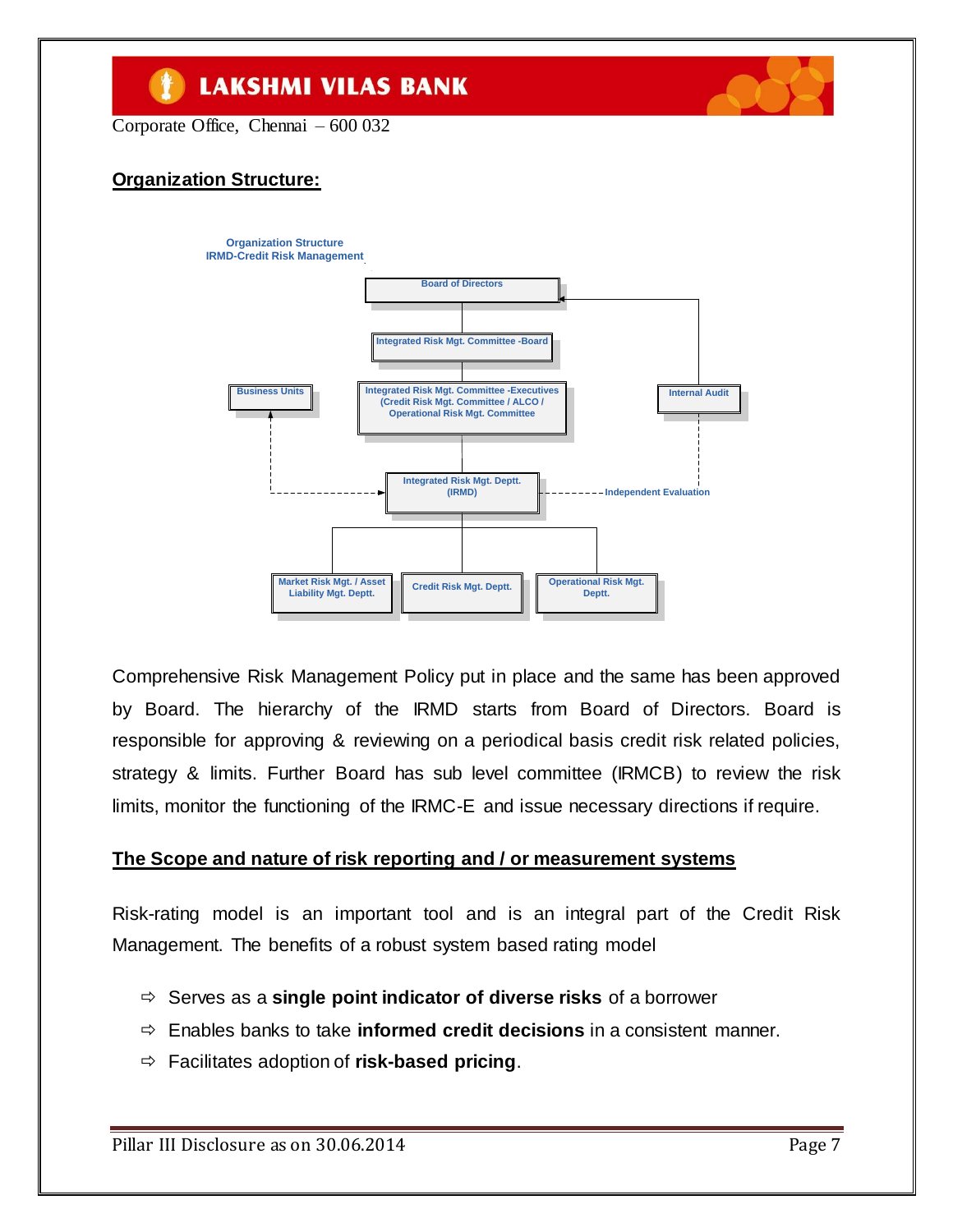## Organization Structure:

Organization Structure
IRMD-Credit Risk Management

Board of Directors

Integrated Risk Mgt. Committee -Board

Business Units

Integrated Risk Mgt. Committee -Executives (Credit Risk Mgt. Committee / ALCO / Operational Risk Mgt. Committee

Internal Audit

Integrated Risk Mgt. Deptt. (IRMD)

Independent Evaluation

Market Risk Mgt. / Asset Liability Mgt. Deptt.

Credit Risk Mgt. Deptt.

Operational Risk Mgt. Deptt.

Comprehensive Risk Management Policy put in place and the same has been approved by Board. The hierarchy of the IRMD starts from Board of Directors. Board is responsible for approving & reviewing on a periodical basis credit risk related policies, strategy & limits. Further Board has sub level committee (IRMCB) to review the risk limits, monitor the functioning of the IRMC-E and issue necessary directions if require.

## The Scope and nature of risk reporting and / or measurement systems

Risk-rating model is an important tool and is an integral part of the Credit Risk Management. The benefits of a robust system based rating model

- Serves as a **single point indicator of diverse risks** of a borrower
- Enables banks to take **informed credit decisions** in a consistent manner.
- Facilitates adoption of **risk-based pricing**.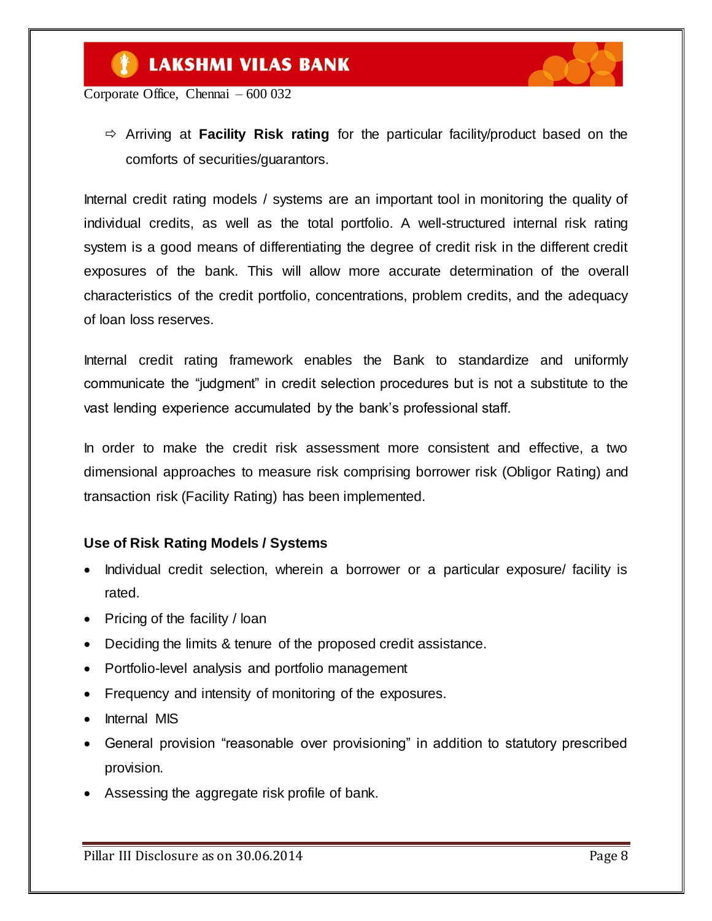⇨ Arriving at **Facility Risk rating** for the particular facility/product based on the comforts of securities/guarantors.

Internal credit rating models / systems are an important tool in monitoring the quality of individual credits, as well as the total portfolio. A well-structured internal risk rating system is a good means of differentiating the degree of credit risk in the different credit exposures of the bank. This will allow more accurate determination of the overall characteristics of the credit portfolio, concentrations, problem credits, and the adequacy of loan loss reserves.

Internal credit rating framework enables the Bank to standardize and uniformly communicate the "judgment" in credit selection procedures but is not a substitute to the vast lending experience accumulated by the bank's professional staff.

In order to make the credit risk assessment more consistent and effective, a two dimensional approaches to measure risk comprising borrower risk (Obligor Rating) and transaction risk (Facility Rating) has been implemented.

**Use of Risk Rating Models / Systems**

- Individual credit selection, wherein a borrower or a particular exposure/ facility is rated.
- Pricing of the facility / loan
- Deciding the limits & tenure of the proposed credit assistance.
- Portfolio-level analysis and portfolio management
- Frequency and intensity of monitoring of the exposures.
- Internal MIS
- General provision "reasonable over provisioning" in addition to statutory prescribed provision.
- Assessing the aggregate risk profile of bank.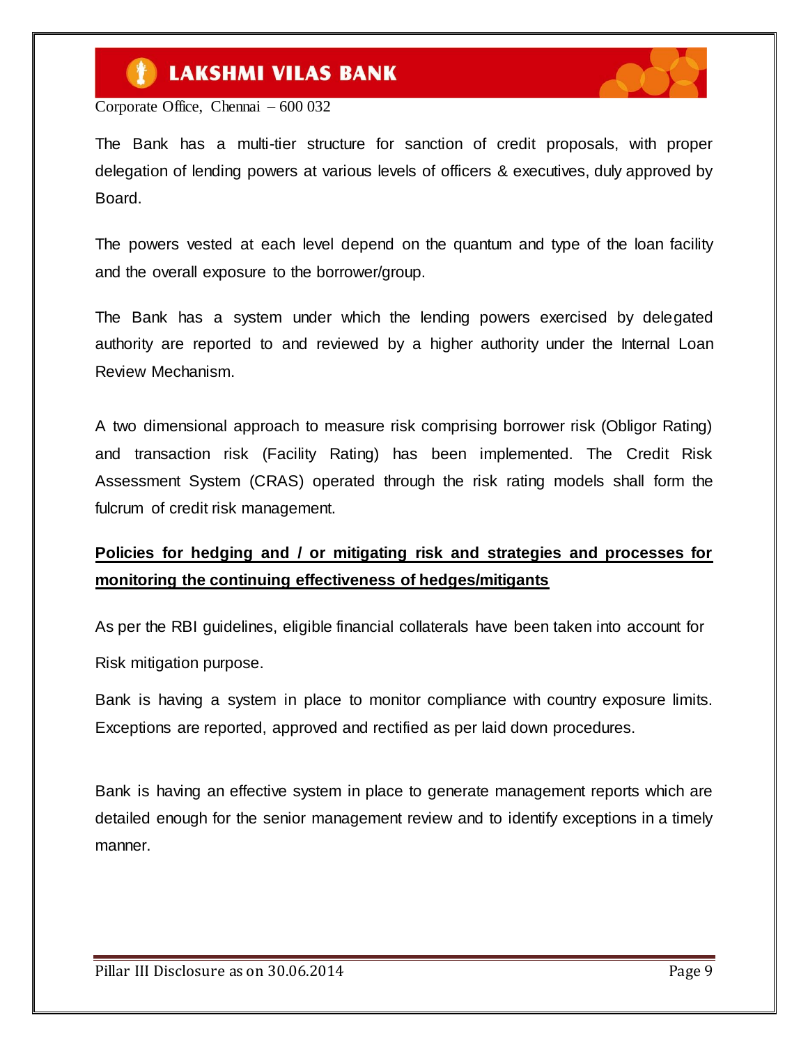The Bank has a multi-tier structure for sanction of credit proposals, with proper delegation of lending powers at various levels of officers & executives, duly approved by Board.

The powers vested at each level depend on the quantum and type of the loan facility and the overall exposure to the borrower/group.

The Bank has a system under which the lending powers exercised by delegated authority are reported to and reviewed by a higher authority under the Internal Loan Review Mechanism.

A two dimensional approach to measure risk comprising borrower risk (Obligor Rating) and transaction risk (Facility Rating) has been implemented. The Credit Risk Assessment System (CRAS) operated through the risk rating models shall form the fulcrum of credit risk management.

**Policies for hedging and / or mitigating risk and strategies and processes for monitoring the continuing effectiveness of hedges/mitigants**

As per the RBI guidelines, eligible financial collaterals have been taken into account for Risk mitigation purpose.

Bank is having a system in place to monitor compliance with country exposure limits. Exceptions are reported, approved and rectified as per laid down procedures.

Bank is having an effective system in place to generate management reports which are detailed enough for the senior management review and to identify exceptions in a timely manner.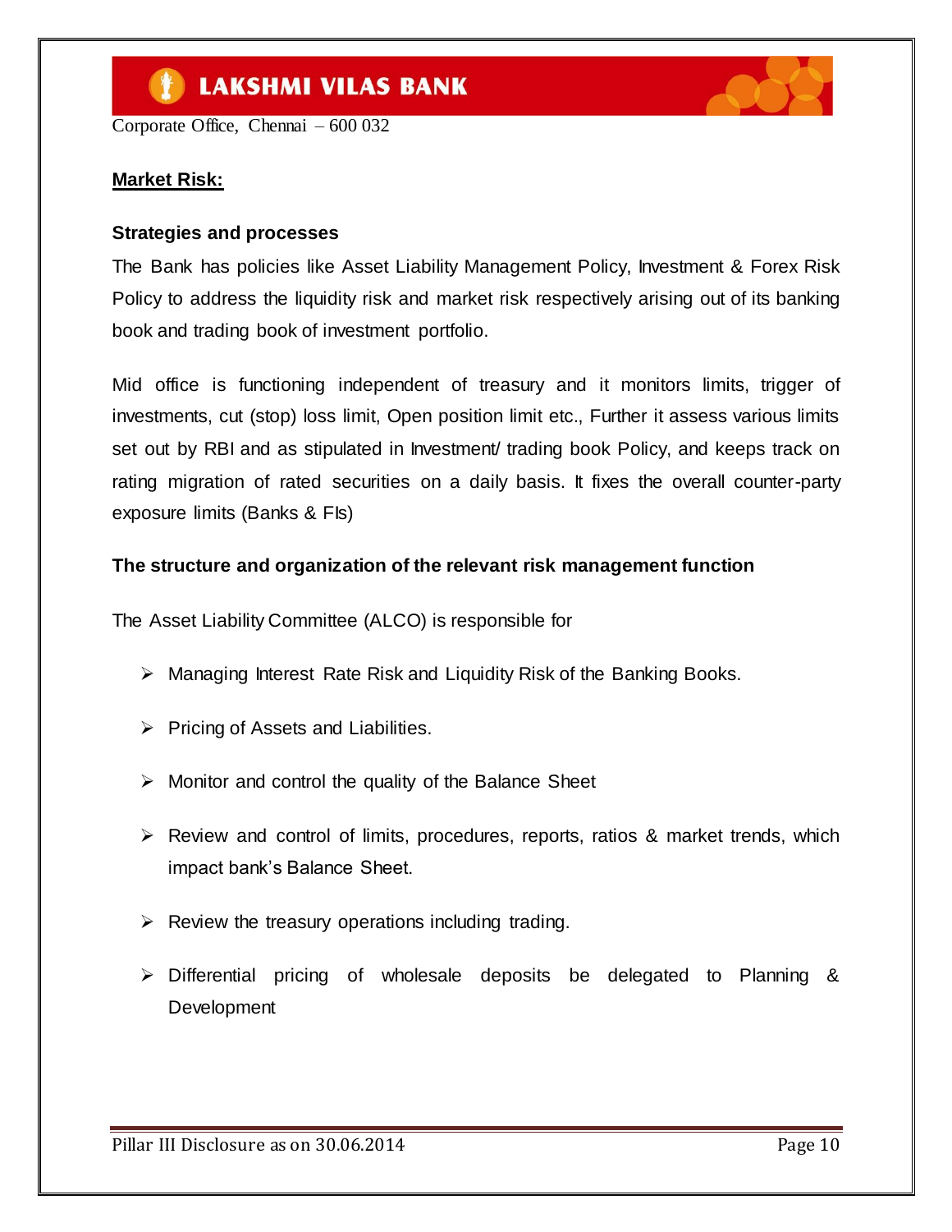## Market Risk:

### Strategies and processes

The Bank has policies like Asset Liability Management Policy, Investment & Forex Risk Policy to address the liquidity risk and market risk respectively arising out of its banking book and trading book of investment portfolio.

Mid office is functioning independent of treasury and it monitors limits, trigger of investments, cut (stop) loss limit, Open position limit etc., Further it assess various limits set out by RBI and as stipulated in Investment/ trading book Policy, and keeps track on rating migration of rated securities on a daily basis. It fixes the overall counter-party exposure limits (Banks & FIs)

### The structure and organization of the relevant risk management function

The Asset Liability Committee (ALCO) is responsible for

- Managing Interest Rate Risk and Liquidity Risk of the Banking Books.
- Pricing of Assets and Liabilities.
- Monitor and control the quality of the Balance Sheet
- Review and control of limits, procedures, reports, ratios & market trends, which impact bank's Balance Sheet.
- Review the treasury operations including trading.
- Differential pricing of wholesale deposits be delegated to Planning & Development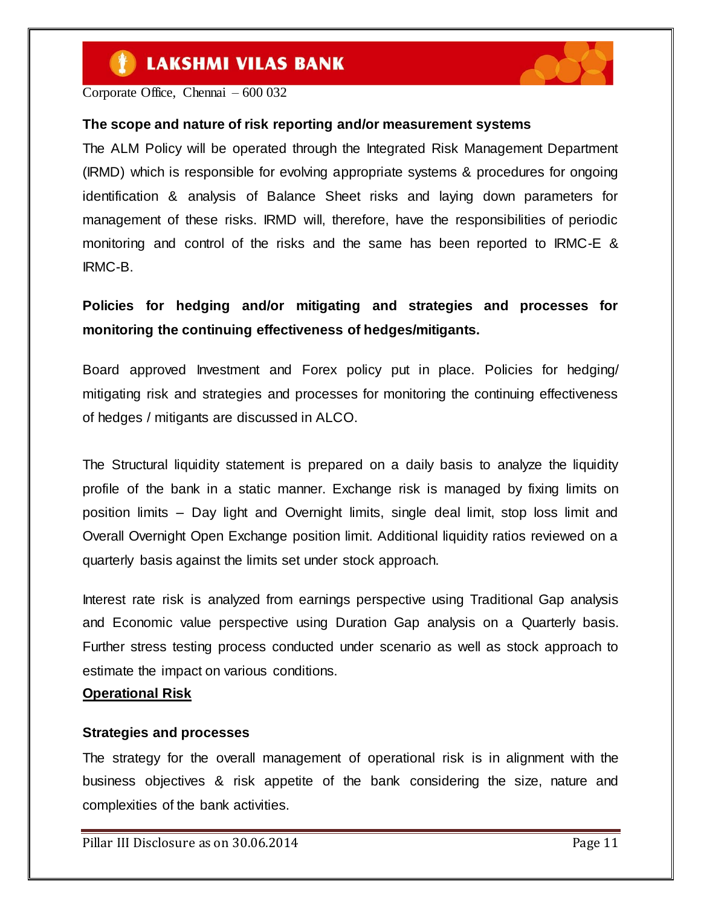**The scope and nature of risk reporting and/or measurement systems**

The ALM Policy will be operated through the Integrated Risk Management Department (IRMD) which is responsible for evolving appropriate systems & procedures for ongoing identification & analysis of Balance Sheet risks and laying down parameters for management of these risks. IRMD will, therefore, have the responsibilities of periodic monitoring and control of the risks and the same has been reported to IRMC-E & IRMC-B.

**Policies for hedging and/or mitigating and strategies and processes for monitoring the continuing effectiveness of hedges/mitigants.**

Board approved Investment and Forex policy put in place. Policies for hedging/ mitigating risk and strategies and processes for monitoring the continuing effectiveness of hedges / mitigants are discussed in ALCO.

The Structural liquidity statement is prepared on a daily basis to analyze the liquidity profile of the bank in a static manner. Exchange risk is managed by fixing limits on position limits – Day light and Overnight limits, single deal limit, stop loss limit and Overall Overnight Open Exchange position limit. Additional liquidity ratios reviewed on a quarterly basis against the limits set under stock approach.

Interest rate risk is analyzed from earnings perspective using Traditional Gap analysis and Economic value perspective using Duration Gap analysis on a Quarterly basis. Further stress testing process conducted under scenario as well as stock approach to estimate the impact on various conditions.

**Operational Risk**

**Strategies and processes**

The strategy for the overall management of operational risk is in alignment with the business objectives & risk appetite of the bank considering the size, nature and complexities of the bank activities.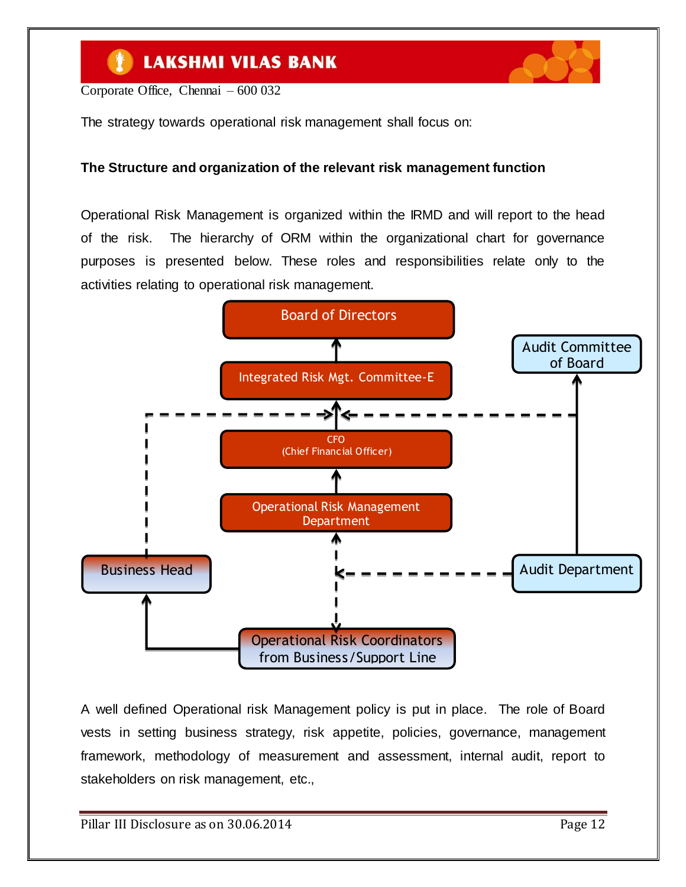The strategy towards operational risk management shall focus on:

**The Structure and organization of the relevant risk management function**

Operational Risk Management is organized within the IRMD and will report to the head of the risk. The hierarchy of ORM within the organizational chart for governance purposes is presented below. These roles and responsibilities relate only to the activities relating to operational risk management.

Board of Directors

Integrated Risk Mgt. Committee-E

Audit Committee of Board

CFO (Chief Financial Officer)

Operational Risk Management Department

Business Head

Audit Department

Operational Risk Coordinators from Business/Support Line

A well defined Operational risk Management policy is put in place. The role of Board vests in setting business strategy, risk appetite, policies, governance, management framework, methodology of measurement and assessment, internal audit, report to stakeholders on risk management, etc.,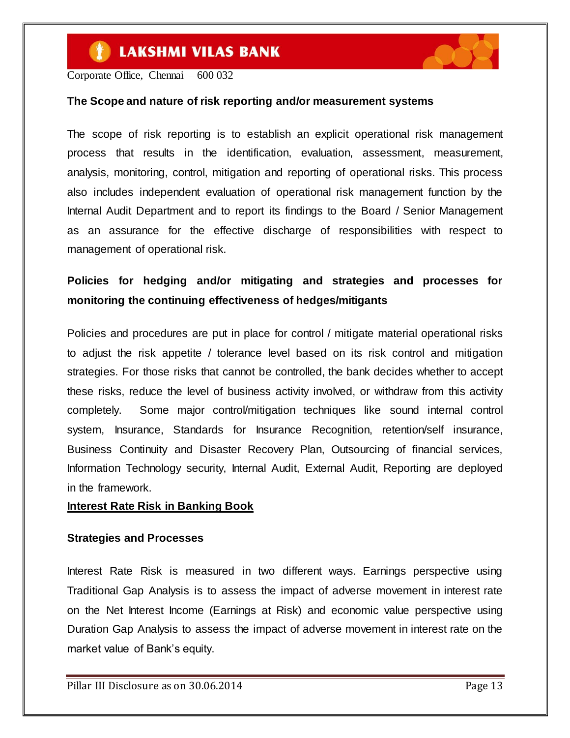**The Scope and nature of risk reporting and/or measurement systems**

The scope of risk reporting is to establish an explicit operational risk management process that results in the identification, evaluation, assessment, measurement, analysis, monitoring, control, mitigation and reporting of operational risks. This process also includes independent evaluation of operational risk management function by the Internal Audit Department and to report its findings to the Board / Senior Management as an assurance for the effective discharge of responsibilities with respect to management of operational risk.

**Policies for hedging and/or mitigating and strategies and processes for monitoring the continuing effectiveness of hedges/mitigants**

Policies and procedures are put in place for control / mitigate material operational risks to adjust the risk appetite / tolerance level based on its risk control and mitigation strategies. For those risks that cannot be controlled, the bank decides whether to accept these risks, reduce the level of business activity involved, or withdraw from this activity completely. Some major control/mitigation techniques like sound internal control system, Insurance, Standards for Insurance Recognition, retention/self insurance, Business Continuity and Disaster Recovery Plan, Outsourcing of financial services, Information Technology security, Internal Audit, External Audit, Reporting are deployed in the framework.

## Interest Rate Risk in Banking Book

**Strategies and Processes**

Interest Rate Risk is measured in two different ways. Earnings perspective using Traditional Gap Analysis is to assess the impact of adverse movement in interest rate on the Net Interest Income (Earnings at Risk) and economic value perspective using Duration Gap Analysis to assess the impact of adverse movement in interest rate on the market value of Bank's equity.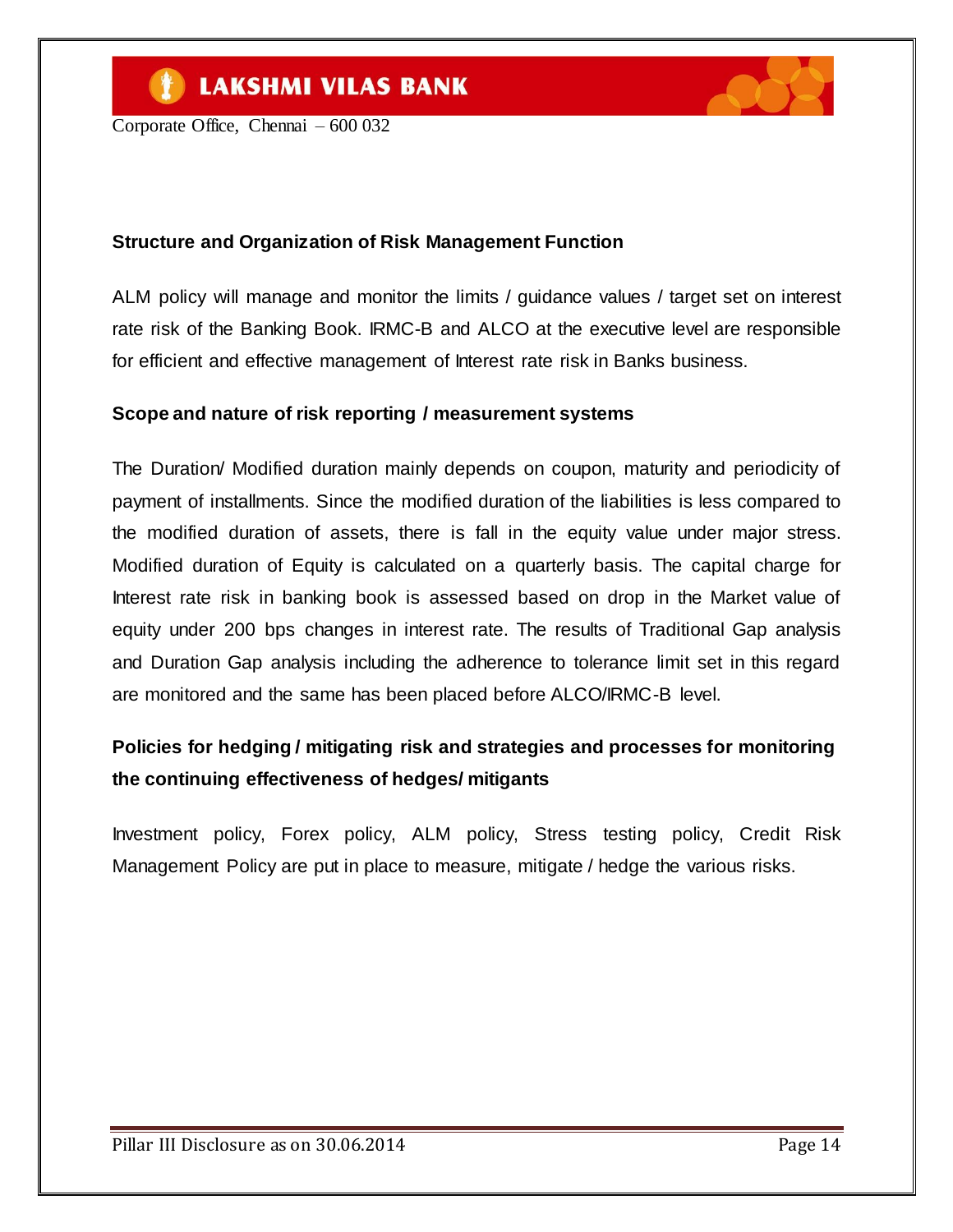**Structure and Organization of Risk Management Function**

ALM policy will manage and monitor the limits / guidance values / target set on interest rate risk of the Banking Book. IRMC-B and ALCO at the executive level are responsible for efficient and effective management of Interest rate risk in Banks business.

**Scope and nature of risk reporting / measurement systems**

The Duration/ Modified duration mainly depends on coupon, maturity and periodicity of payment of installments. Since the modified duration of the liabilities is less compared to the modified duration of assets, there is fall in the equity value under major stress. Modified duration of Equity is calculated on a quarterly basis. The capital charge for Interest rate risk in banking book is assessed based on drop in the Market value of equity under 200 bps changes in interest rate. The results of Traditional Gap analysis and Duration Gap analysis including the adherence to tolerance limit set in this regard are monitored and the same has been placed before ALCO/IRMC-B level.

**Policies for hedging / mitigating risk and strategies and processes for monitoring the continuing effectiveness of hedges/ mitigants**

Investment policy, Forex policy, ALM policy, Stress testing policy, Credit Risk Management Policy are put in place to measure, mitigate / hedge the various risks.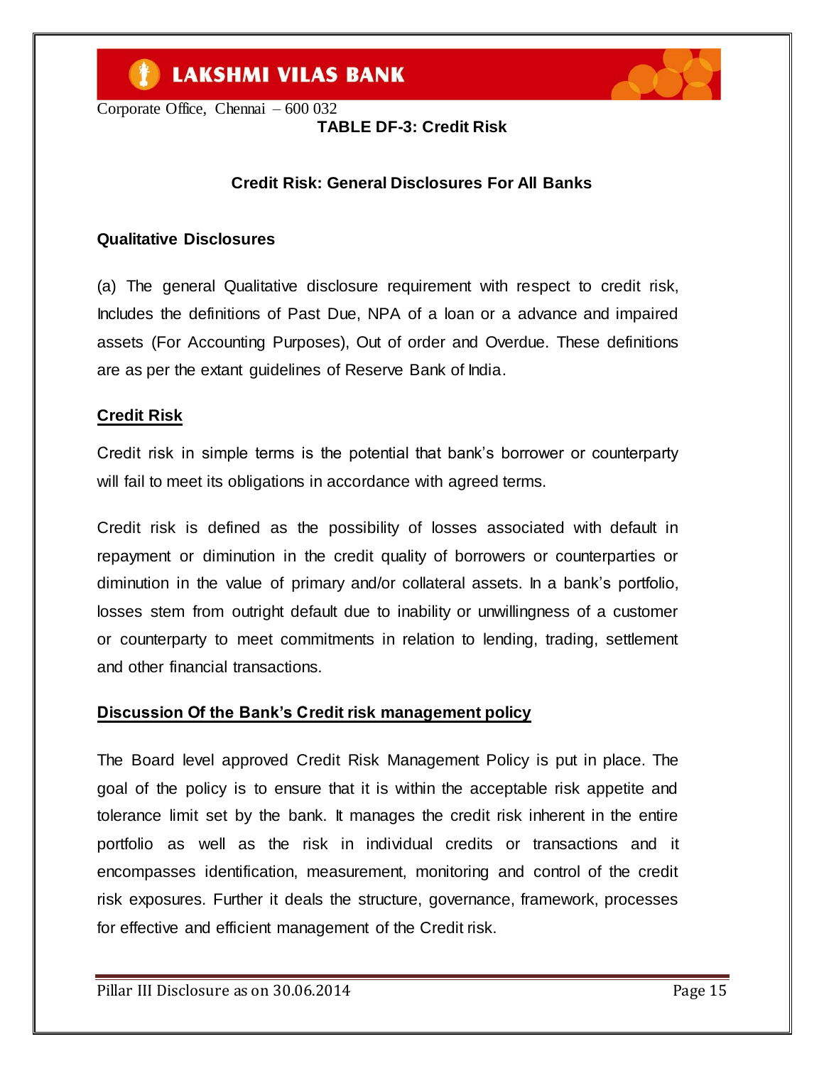**TABLE DF-3: Credit Risk**

**Credit Risk: General Disclosures For All Banks**

**Qualitative Disclosures**

(a) The general Qualitative disclosure requirement with respect to credit risk, Includes the definitions of Past Due, NPA of a loan or a advance and impaired assets (For Accounting Purposes), Out of order and Overdue. These definitions are as per the extant guidelines of Reserve Bank of India.

**Credit Risk**

Credit risk in simple terms is the potential that bank's borrower or counterparty will fail to meet its obligations in accordance with agreed terms.

Credit risk is defined as the possibility of losses associated with default in repayment or diminution in the credit quality of borrowers or counterparties or diminution in the value of primary and/or collateral assets. In a bank's portfolio, losses stem from outright default due to inability or unwillingness of a customer or counterparty to meet commitments in relation to lending, trading, settlement and other financial transactions.

**Discussion Of the Bank's Credit risk management policy**

The Board level approved Credit Risk Management Policy is put in place. The goal of the policy is to ensure that it is within the acceptable risk appetite and tolerance limit set by the bank. It manages the credit risk inherent in the entire portfolio as well as the risk in individual credits or transactions and it encompasses identification, measurement, monitoring and control of the credit risk exposures. Further it deals the structure, governance, framework, processes for effective and efficient management of the Credit risk.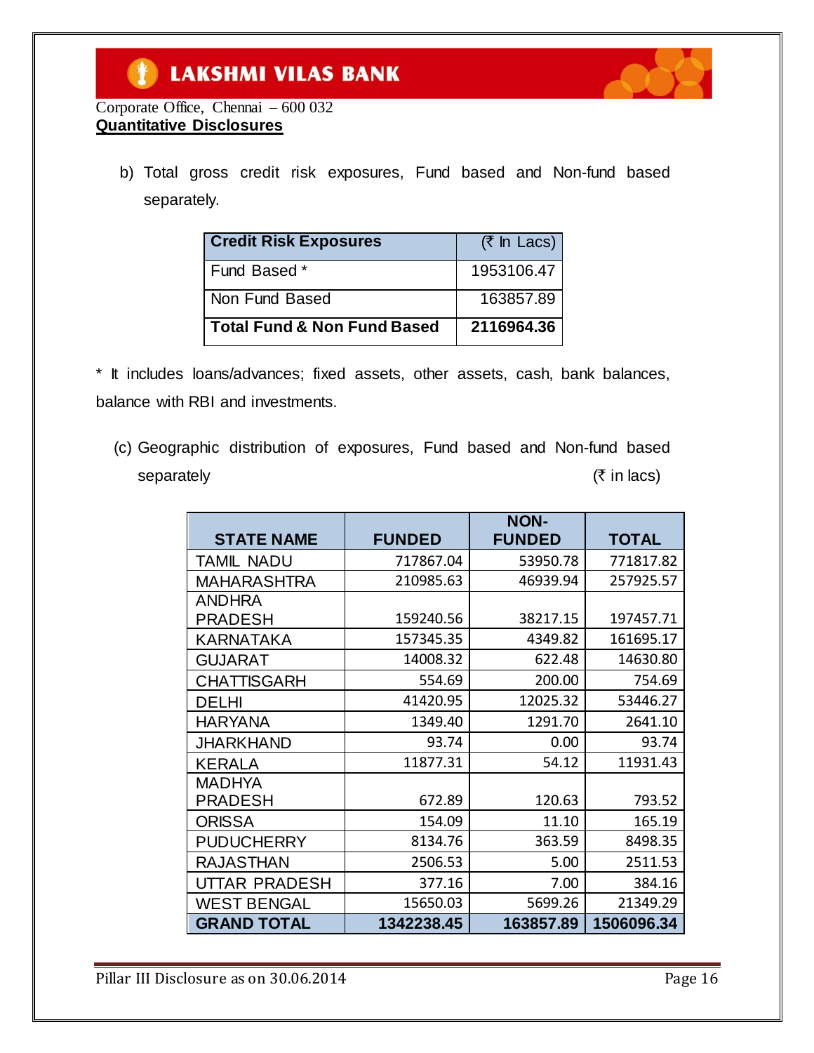Corporate Office, Chennai – 600 032

**Quantitative Disclosures**

b) Total gross credit risk exposures, Fund based and Non-fund based separately.

| **Credit Risk Exposures** | (₹ In Lacs) |
|---|---|
| Fund Based * | 1953106.47 |
| Non Fund Based | 163857.89 |
| **Total Fund & Non Fund Based** | **2116964.36** |

* It includes loans/advances; fixed assets, other assets, cash, bank balances, balance with RBI and investments.

(c) Geographic distribution of exposures, Fund based and Non-fund based separately (₹ in lacs)

| STATE NAME | FUNDED | NON-FUNDED | TOTAL |
|---|---|---|---|
| TAMIL NADU | 717867.04 | 53950.78 | 771817.82 |
| MAHARASHTRA | 210985.63 | 46939.94 | 257925.57 |
| ANDHRA PRADESH | 159240.56 | 38217.15 | 197457.71 |
| KARNATAKA | 157345.35 | 4349.82 | 161695.17 |
| GUJARAT | 14008.32 | 622.48 | 14630.80 |
| CHATTISGARH | 554.69 | 200.00 | 754.69 |
| DELHI | 41420.95 | 12025.32 | 53446.27 |
| HARYANA | 1349.40 | 1291.70 | 2641.10 |
| JHARKHAND | 93.74 | 0.00 | 93.74 |
| KERALA | 11877.31 | 54.12 | 11931.43 |
| MADHYA PRADESH | 672.89 | 120.63 | 793.52 |
| ORISSA | 154.09 | 11.10 | 165.19 |
| PUDUCHERRY | 8134.76 | 363.59 | 8498.35 |
| RAJASTHAN | 2506.53 | 5.00 | 2511.53 |
| UTTAR PRADESH | 377.16 | 7.00 | 384.16 |
| WEST BENGAL | 15650.03 | 5699.26 | 21349.29 |
| **GRAND TOTAL** | **1342238.45** | **163857.89** | **1506096.34** |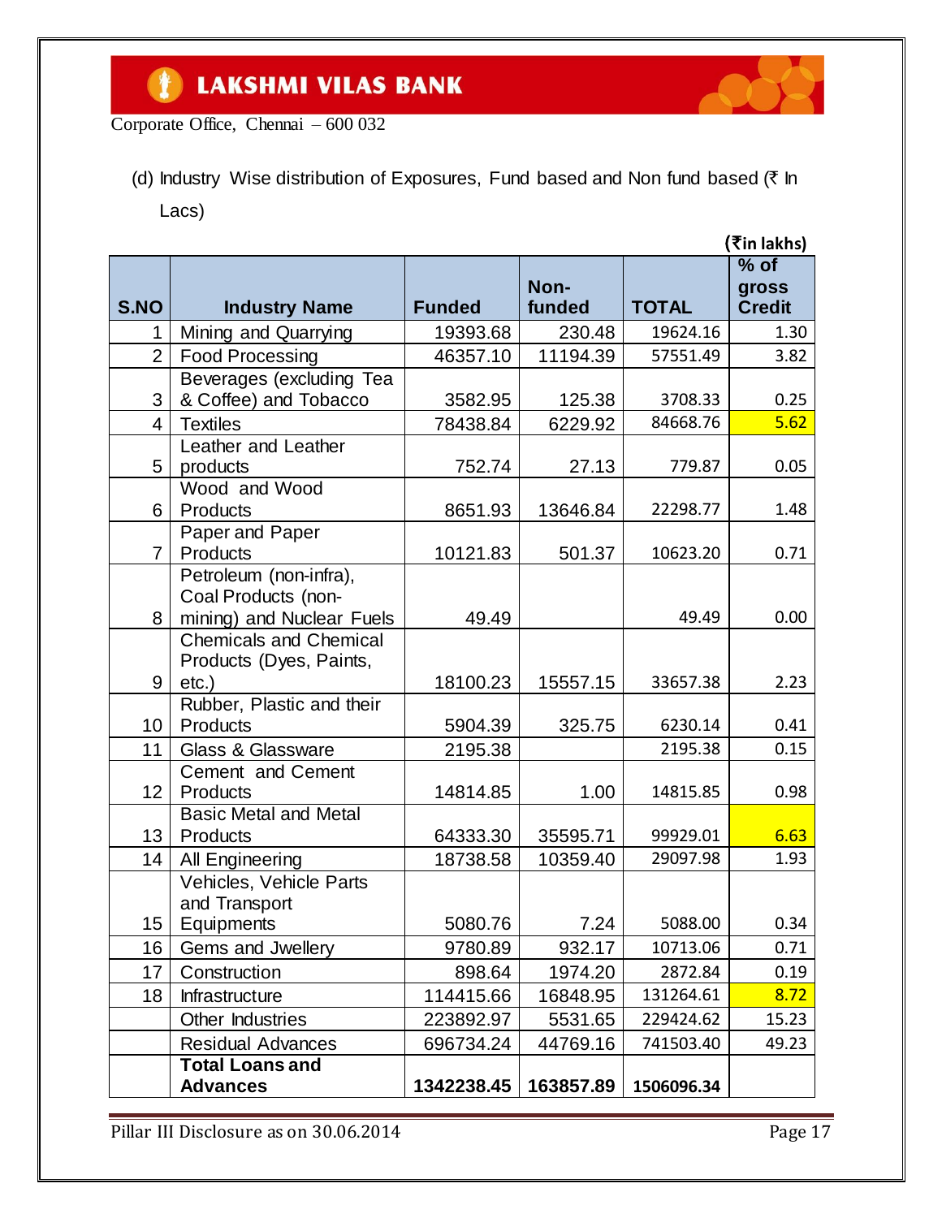(d) Industry Wise distribution of Exposures, Fund based and Non fund based (₹ In Lacs)

(₹in lakhs)

| S.NO | Industry Name | Funded | Non-funded | TOTAL | % of gross Credit |
|---|---|---|---|---|---|
| 1 | Mining and Quarrying | 19393.68 | 230.48 | 19624.16 | 1.30 |
| 2 | Food Processing | 46357.10 | 11194.39 | 57551.49 | 3.82 |
| 3 | Beverages (excluding Tea & Coffee) and Tobacco | 3582.95 | 125.38 | 3708.33 | 0.25 |
| 4 | Textiles | 78438.84 | 6229.92 | 84668.76 | 5.62 |
| 5 | Leather and Leather products | 752.74 | 27.13 | 779.87 | 0.05 |
| 6 | Wood and Wood Products | 8651.93 | 13646.84 | 22298.77 | 1.48 |
| 7 | Paper and Paper Products | 10121.83 | 501.37 | 10623.20 | 0.71 |
| 8 | Petroleum (non-infra), Coal Products (non-mining) and Nuclear Fuels | 49.49 | | 49.49 | 0.00 |
| 9 | Chemicals and Chemical Products (Dyes, Paints, etc.) | 18100.23 | 15557.15 | 33657.38 | 2.23 |
| 10 | Rubber, Plastic and their Products | 5904.39 | 325.75 | 6230.14 | 0.41 |
| 11 | Glass & Glassware | 2195.38 | | 2195.38 | 0.15 |
| 12 | Cement and Cement Products | 14814.85 | 1.00 | 14815.85 | 0.98 |
| 13 | Basic Metal and Metal Products | 64333.30 | 35595.71 | 99929.01 | 6.63 |
| 14 | All Engineering | 18738.58 | 10359.40 | 29097.98 | 1.93 |
| 15 | Vehicles, Vehicle Parts and Transport Equipments | 5080.76 | 7.24 | 5088.00 | 0.34 |
| 16 | Gems and Jewellery | 9780.89 | 932.17 | 10713.06 | 0.71 |
| 17 | Construction | 898.64 | 1974.20 | 2872.84 | 0.19 |
| 18 | Infrastructure | 114415.66 | 16848.95 | 131264.61 | 8.72 |
| | Other Industries | 223892.97 | 5531.65 | 229424.62 | 15.23 |
| | Residual Advances | 696734.24 | 44769.16 | 741503.40 | 49.23 |
| | **Total Loans and Advances** | **1342238.45** | **163857.89** | **1506096.34** | |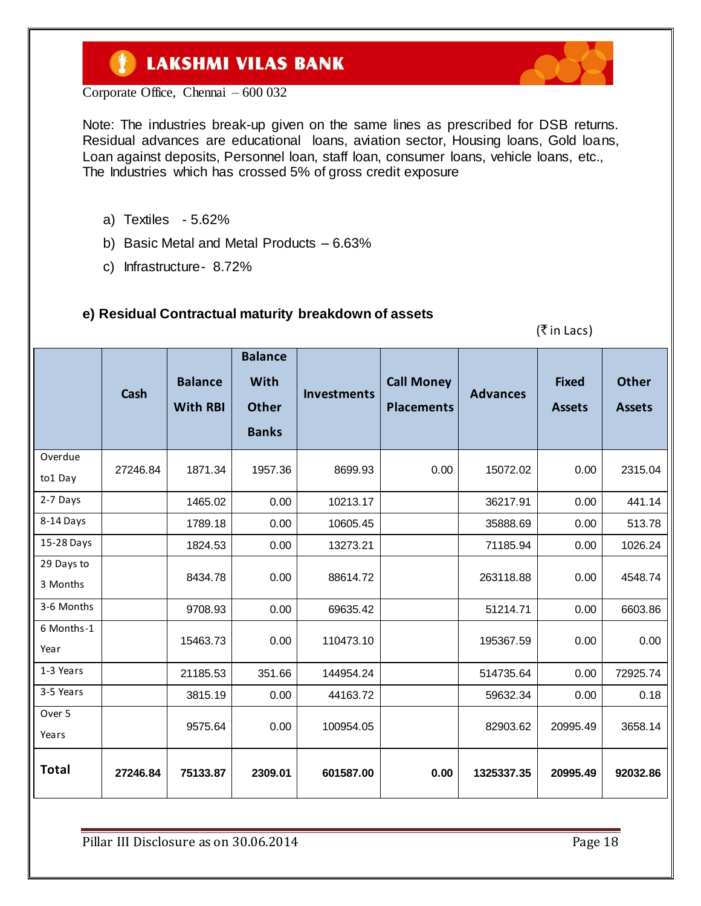Note: The industries break-up given on the same lines as prescribed for DSB returns. Residual advances are educational loans, aviation sector, Housing loans, Gold loans, Loan against deposits, Personnel loan, staff loan, consumer loans, vehicle loans, etc., The Industries which has crossed 5% of gross credit exposure

a) Textiles - 5.62%
b) Basic Metal and Metal Products – 6.63%
c) Infrastructure - 8.72%

### e) Residual Contractual maturity breakdown of assets

(₹ in Lacs)

| | Cash | Balance With RBI | Balance With Other Banks | Investments | Call Money Placements | Advances | Fixed Assets | Other Assets |
|---|---|---|---|---|---|---|---|---|
| Overdue to1 Day | 27246.84 | 1871.34 | 1957.36 | 8699.93 | 0.00 | 15072.02 | 0.00 | 2315.04 |
| 2-7 Days | | 1465.02 | 0.00 | 10213.17 | | 36217.91 | 0.00 | 441.14 |
| 8-14 Days | | 1789.18 | 0.00 | 10605.45 | | 35888.69 | 0.00 | 513.78 |
| 15-28 Days | | 1824.53 | 0.00 | 13273.21 | | 71185.94 | 0.00 | 1026.24 |
| 29 Days to 3 Months | | 8434.78 | 0.00 | 88614.72 | | 263118.88 | 0.00 | 4548.74 |
| 3-6 Months | | 9708.93 | 0.00 | 69635.42 | | 51214.71 | 0.00 | 6603.86 |
| 6 Months-1 Year | | 15463.73 | 0.00 | 110473.10 | | 195367.59 | 0.00 | 0.00 |
| 1-3 Years | | 21185.53 | 351.66 | 144954.24 | | 514735.64 | 0.00 | 72925.74 |
| 3-5 Years | | 3815.19 | 0.00 | 44163.72 | | 59632.34 | 0.00 | 0.18 |
| Over 5 Years | | 9575.64 | 0.00 | 100954.05 | | 82903.62 | 20995.49 | 3658.14 |
| **Total** | **27246.84** | **75133.87** | **2309.01** | **601587.00** | **0.00** | **1325337.35** | **20995.49** | **92032.86** |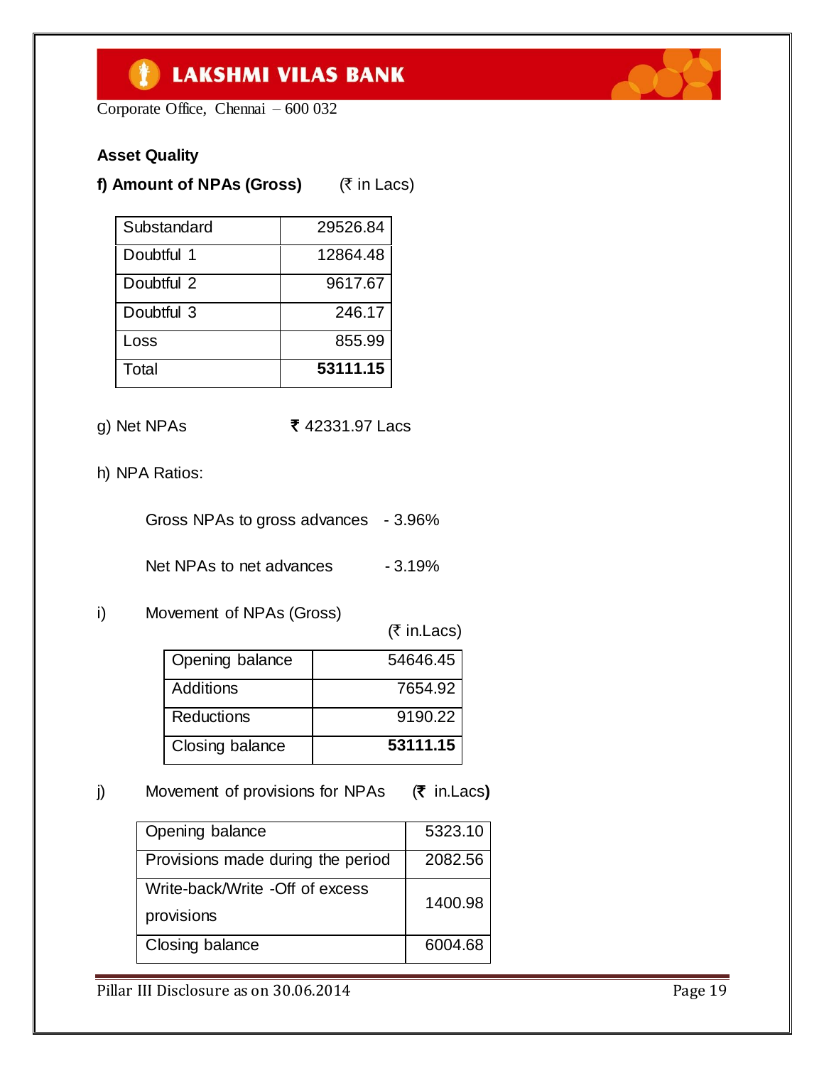## Asset Quality

**f) Amount of NPAs (Gross)** (₹ in Lacs)

| Substandard | 29526.84 |
|---|---|
| Doubtful 1 | 12864.48 |
| Doubtful 2 | 9617.67 |
| Doubtful 3 | 246.17 |
| Loss | 855.99 |
| Total | **53111.15** |

g) Net NPAs ₹ 42331.97 Lacs

h) NPA Ratios:

Gross NPAs to gross advances - 3.96%

Net NPAs to net advances - 3.19%

i) Movement of NPAs (Gross)

(₹ in.Lacs)

| Opening balance | 54646.45 |
|---|---|
| Additions | 7654.92 |
| Reductions | 9190.22 |
| Closing balance | **53111.15** |

j) Movement of provisions for NPAs (₹ in.Lacs**)**

| Opening balance | 5323.10 |
|---|---|
| Provisions made during the period | 2082.56 |
| Write-back/Write -Off of excess provisions | 1400.98 |
| Closing balance | 6004.68 |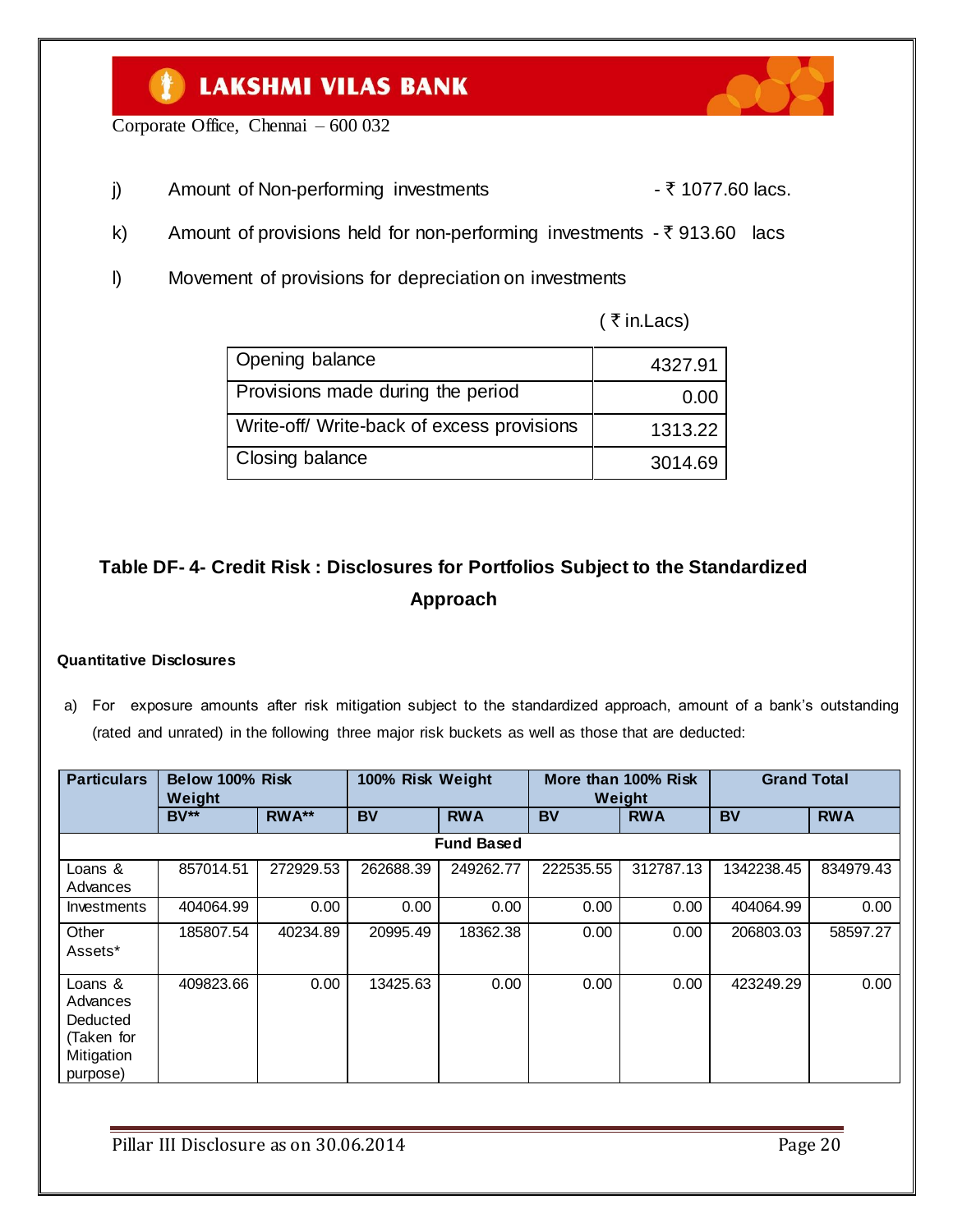j) Amount of Non-performing investments - ₹ 1077.60 lacs.

k) Amount of provisions held for non-performing investments - ₹ 913.60 lacs

l) Movement of provisions for depreciation on investments

( ₹ in.Lacs)

| | |
|---|---|
| Opening balance | 4327.91 |
| Provisions made during the period | 0.00 |
| Write-off/ Write-back of excess provisions | 1313.22 |
| Closing balance | 3014.69 |

## Table DF- 4- Credit Risk : Disclosures for Portfolios Subject to the Standardized Approach

**Quantitative Disclosures**

a) For exposure amounts after risk mitigation subject to the standardized approach, amount of a bank's outstanding (rated and unrated) in the following three major risk buckets as well as those that are deducted:

| Particulars | Below 100% Risk Weight | | 100% Risk Weight | | More than 100% Risk Weight | | Grand Total | |
|---|---|---|---|---|---|---|---|---|
| | BV** | RWA** | BV | RWA | BV | RWA | BV | RWA |
| **Fund Based** | | | | | | | | |
| Loans & Advances | 857014.51 | 272929.53 | 262688.39 | 249262.77 | 222535.55 | 312787.13 | 1342238.45 | 834979.43 |
| Investments | 404064.99 | 0.00 | 0.00 | 0.00 | 0.00 | 0.00 | 404064.99 | 0.00 |
| Other Assets* | 185807.54 | 40234.89 | 20995.49 | 18362.38 | 0.00 | 0.00 | 206803.03 | 58597.27 |
| Loans & Advances Deducted (Taken for Mitigation purpose) | 409823.66 | 0.00 | 13425.63 | 0.00 | 0.00 | 0.00 | 423249.29 | 0.00 |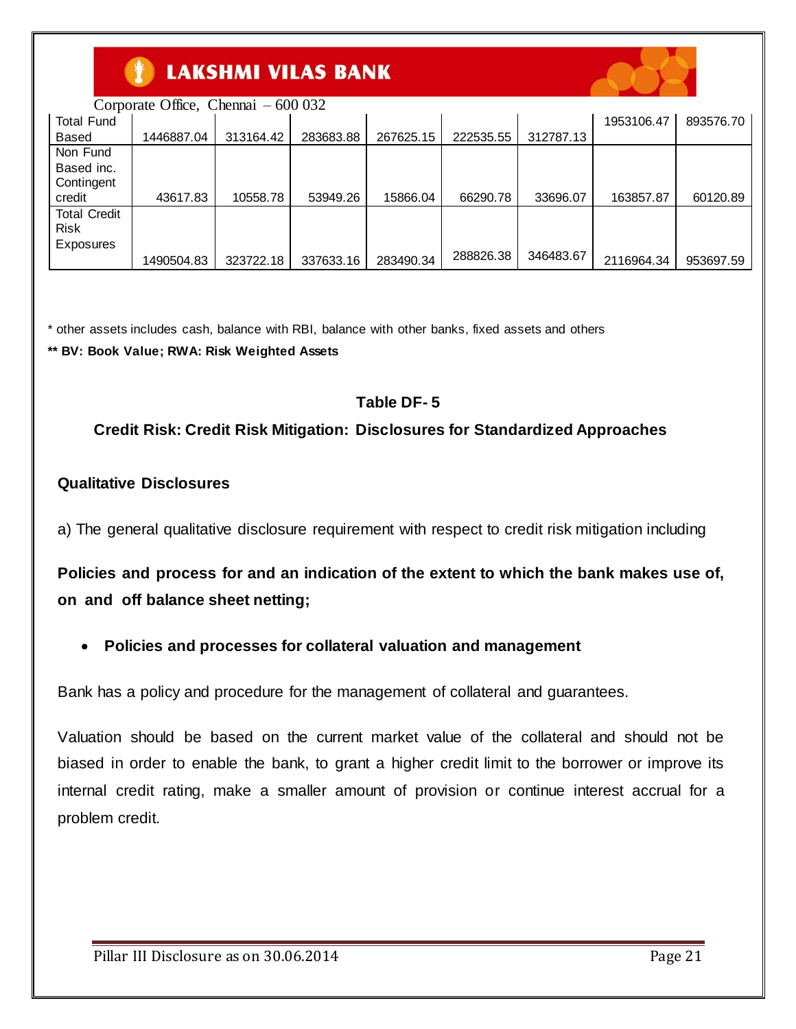| Total Fund Based | 1446887.04 | 313164.42 | 283683.88 | 267625.15 | 222535.55 | 312787.13 | 1953106.47 | 893576.70 |
|---|---|---|---|---|---|---|---|---|
| Non Fund Based inc. Contingent credit | 43617.83 | 10558.78 | 53949.26 | 15866.04 | 66290.78 | 33696.07 | 163857.87 | 60120.89 |
| Total Credit Risk Exposures | 1490504.83 | 323722.18 | 337633.16 | 283490.34 | 288826.38 | 346483.67 | 2116964.34 | 953697.59 |

\* other assets includes cash, balance with RBI, balance with other banks, fixed assets and others

**\*\* BV: Book Value; RWA: Risk Weighted Assets**

## Table DF- 5

## Credit Risk: Credit Risk Mitigation: Disclosures for Standardized Approaches

### Qualitative Disclosures

a) The general qualitative disclosure requirement with respect to credit risk mitigation including

**Policies and process for and an indication of the extent to which the bank makes use of, on and off balance sheet netting;**

- **Policies and processes for collateral valuation and management**

Bank has a policy and procedure for the management of collateral and guarantees.

Valuation should be based on the current market value of the collateral and should not be biased in order to enable the bank, to grant a higher credit limit to the borrower or improve its internal credit rating, make a smaller amount of provision or continue interest accrual for a problem credit.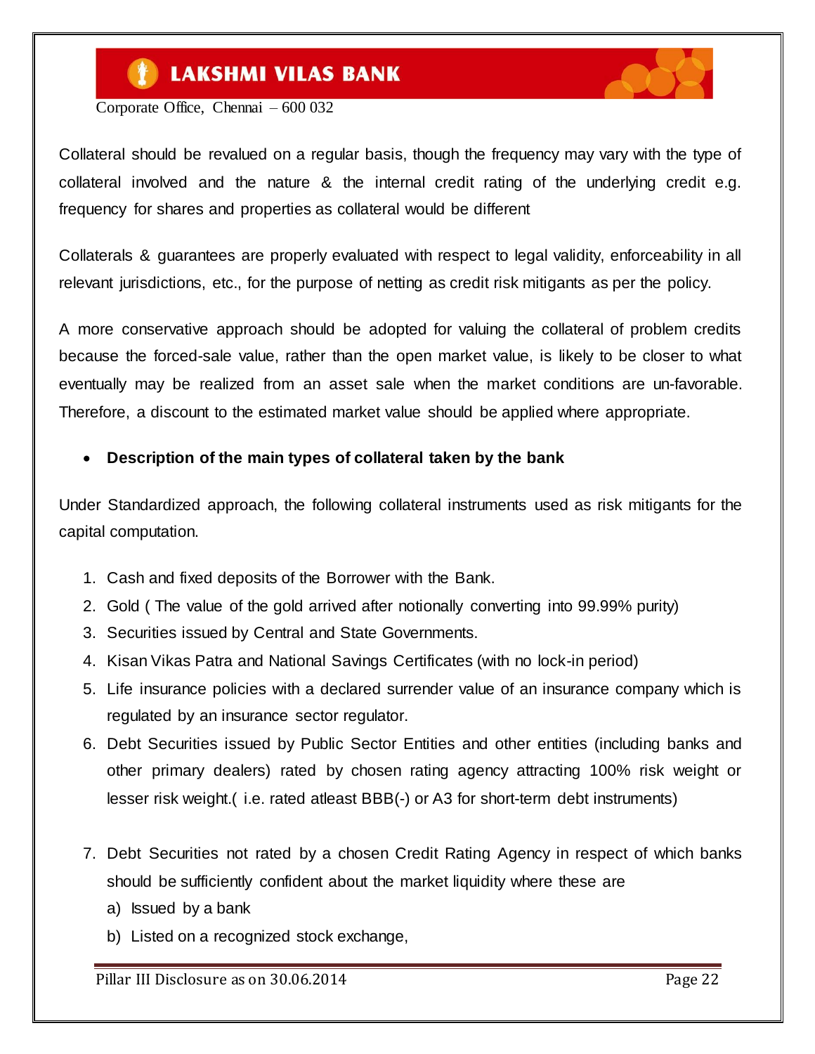Collateral should be revalued on a regular basis, though the frequency may vary with the type of collateral involved and the nature & the internal credit rating of the underlying credit e.g. frequency for shares and properties as collateral would be different

Collaterals & guarantees are properly evaluated with respect to legal validity, enforceability in all relevant jurisdictions, etc., for the purpose of netting as credit risk mitigants as per the policy.

A more conservative approach should be adopted for valuing the collateral of problem credits because the forced-sale value, rather than the open market value, is likely to be closer to what eventually may be realized from an asset sale when the market conditions are un-favorable. Therefore, a discount to the estimated market value should be applied where appropriate.

- **Description of the main types of collateral taken by the bank**

Under Standardized approach, the following collateral instruments used as risk mitigants for the capital computation.

1. Cash and fixed deposits of the Borrower with the Bank.
2. Gold ( The value of the gold arrived after notionally converting into 99.99% purity)
3. Securities issued by Central and State Governments.
4. Kisan Vikas Patra and National Savings Certificates (with no lock-in period)
5. Life insurance policies with a declared surrender value of an insurance company which is regulated by an insurance sector regulator.
6. Debt Securities issued by Public Sector Entities and other entities (including banks and other primary dealers) rated by chosen rating agency attracting 100% risk weight or lesser risk weight.( i.e. rated atleast BBB(-) or A3 for short-term debt instruments)
7. Debt Securities not rated by a chosen Credit Rating Agency in respect of which banks should be sufficiently confident about the market liquidity where these are
   a) Issued by a bank
   b) Listed on a recognized stock exchange,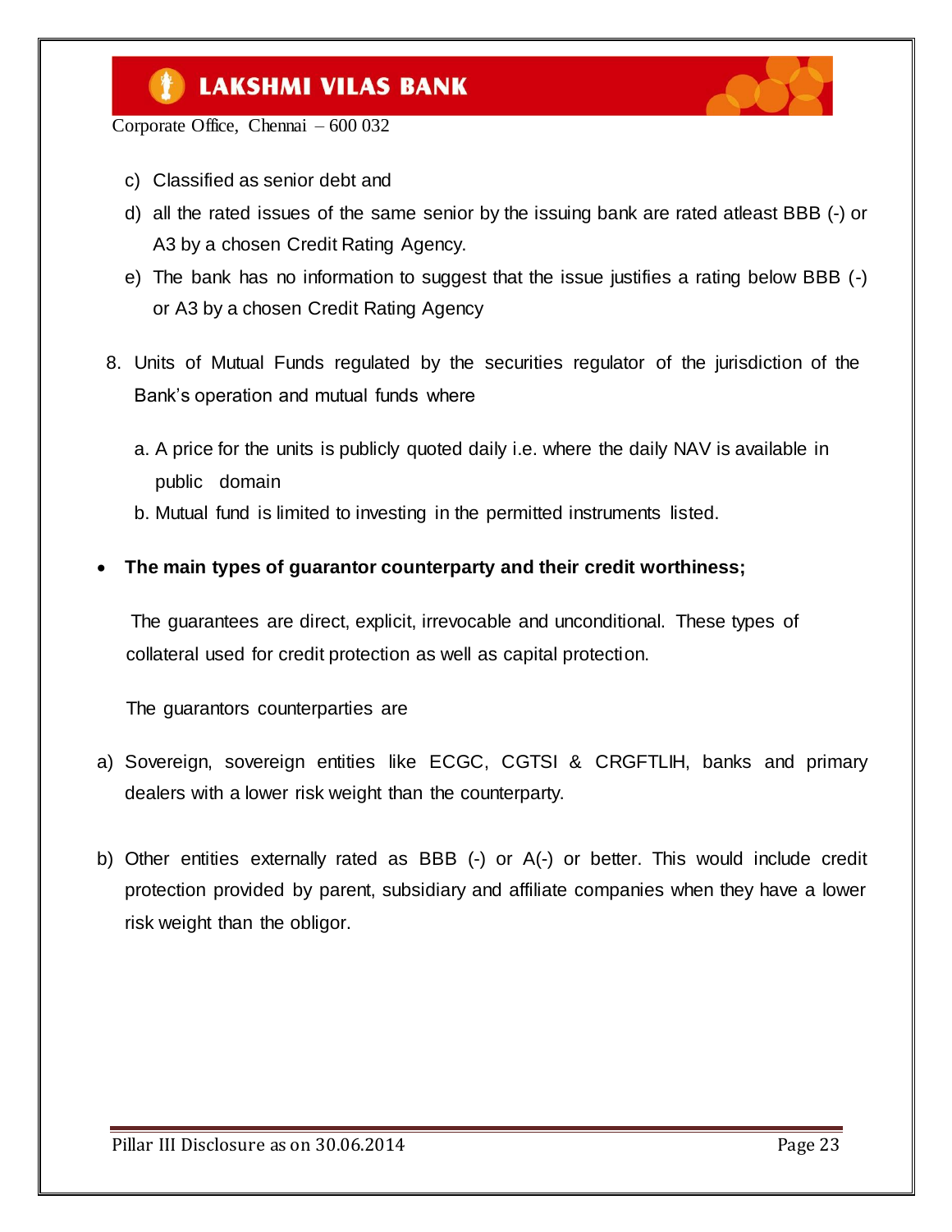c) Classified as senior debt and

d) all the rated issues of the same senior by the issuing bank are rated atleast BBB (-) or A3 by a chosen Credit Rating Agency.

e) The bank has no information to suggest that the issue justifies a rating below BBB (-) or A3 by a chosen Credit Rating Agency

8. Units of Mutual Funds regulated by the securities regulator of the jurisdiction of the Bank's operation and mutual funds where

   a. A price for the units is publicly quoted daily i.e. where the daily NAV is available in public domain

   b. Mutual fund is limited to investing in the permitted instruments listed.

- **The main types of guarantor counterparty and their credit worthiness;**

The guarantees are direct, explicit, irrevocable and unconditional. These types of collateral used for credit protection as well as capital protection.

The guarantors counterparties are

a) Sovereign, sovereign entities like ECGC, CGTSI & CRGFTLIH, banks and primary dealers with a lower risk weight than the counterparty.

b) Other entities externally rated as BBB (-) or A(-) or better. This would include credit protection provided by parent, subsidiary and affiliate companies when they have a lower risk weight than the obligor.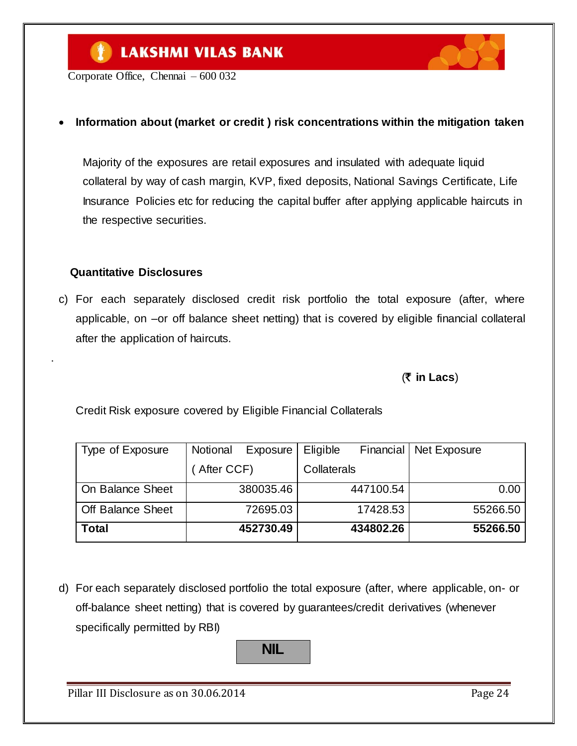- **Information about (market or credit ) risk concentrations within the mitigation taken**

  Majority of the exposures are retail exposures and insulated with adequate liquid collateral by way of cash margin, KVP, fixed deposits, National Savings Certificate, Life Insurance Policies etc for reducing the capital buffer after applying applicable haircuts in the respective securities.

**Quantitative Disclosures**

c) For each separately disclosed credit risk portfolio the total exposure (after, where applicable, on –or off balance sheet netting) that is covered by eligible financial collateral after the application of haircuts.

(**₹ in Lacs**)

Credit Risk exposure covered by Eligible Financial Collaterals

| Type of Exposure | Notional Exposure ( After CCF) | Eligible Financial Collaterals | Net Exposure |
|---|---:|---:|---:|
| On Balance Sheet | 380035.46 | 447100.54 | 0.00 |
| Off Balance Sheet | 72695.03 | 17428.53 | 55266.50 |
| **Total** | **452730.49** | **434802.26** | **55266.50** |

d) For each separately disclosed portfolio the total exposure (after, where applicable, on- or off-balance sheet netting) that is covered by guarantees/credit derivatives (whenever specifically permitted by RBI)

**NIL**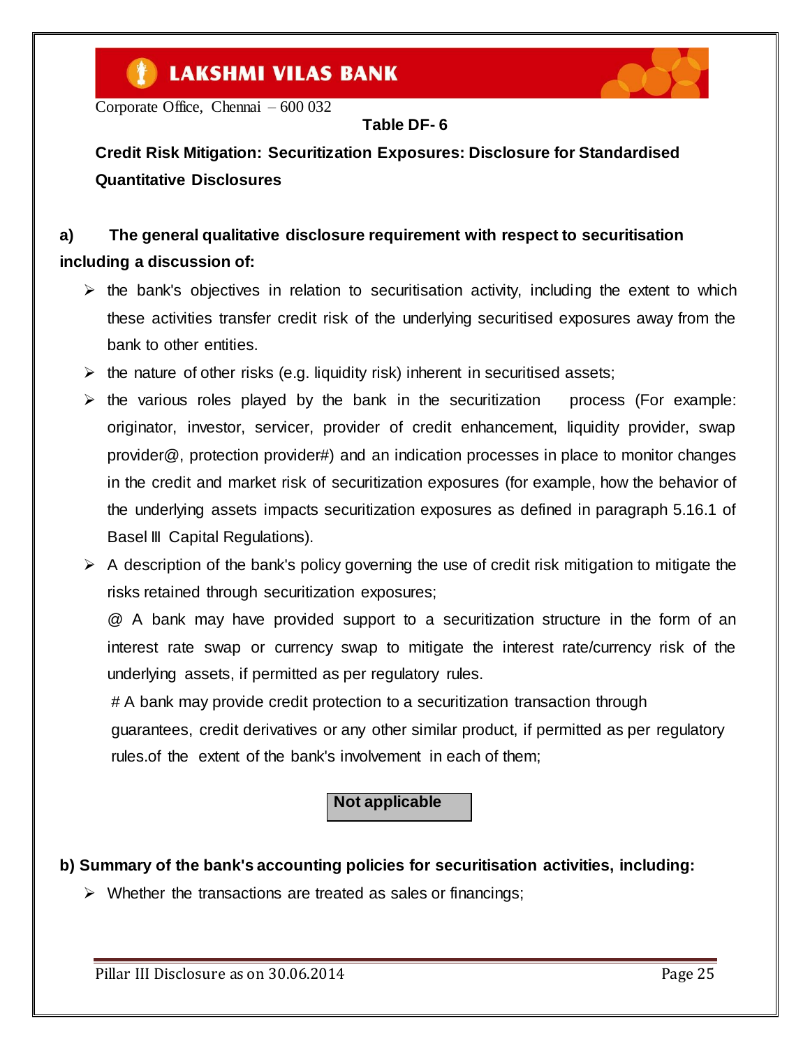Table DF- 6

**Credit Risk Mitigation: Securitization Exposures: Disclosure for Standardised Quantitative Disclosures**

**a) The general qualitative disclosure requirement with respect to securitisation including a discussion of:**

- the bank's objectives in relation to securitisation activity, including the extent to which these activities transfer credit risk of the underlying securitised exposures away from the bank to other entities.
- the nature of other risks (e.g. liquidity risk) inherent in securitised assets;
- the various roles played by the bank in the securitization process (For example: originator, investor, servicer, provider of credit enhancement, liquidity provider, swap provider@, protection provider#) and an indication processes in place to monitor changes in the credit and market risk of securitization exposures (for example, how the behavior of the underlying assets impacts securitization exposures as defined in paragraph 5.16.1 of Basel III Capital Regulations).
- A description of the bank's policy governing the use of credit risk mitigation to mitigate the risks retained through securitization exposures;

  @ A bank may have provided support to a securitization structure in the form of an interest rate swap or currency swap to mitigate the interest rate/currency risk of the underlying assets, if permitted as per regulatory rules.

  # A bank may provide credit protection to a securitization transaction through guarantees, credit derivatives or any other similar product, if permitted as per regulatory rules.of the extent of the bank's involvement in each of them;

**Not applicable**

**b) Summary of the bank's accounting policies for securitisation activities, including:**

- Whether the transactions are treated as sales or financings;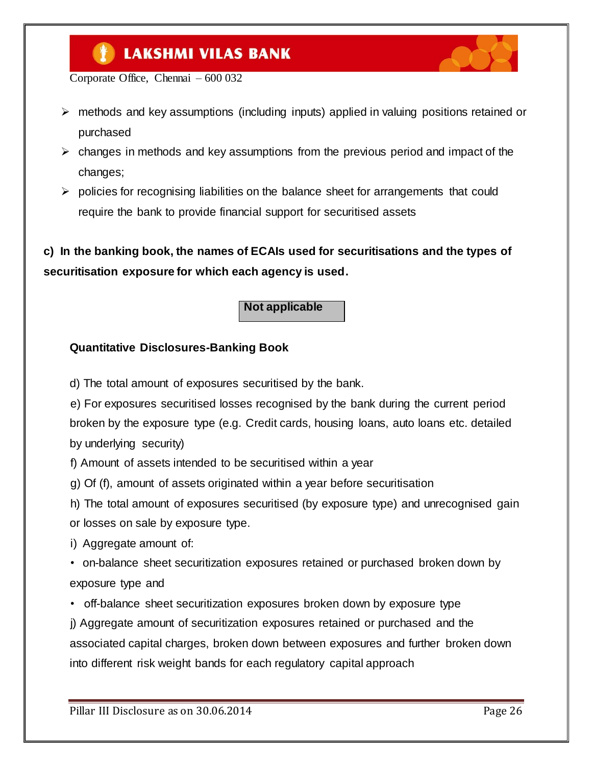- methods and key assumptions (including inputs) applied in valuing positions retained or purchased
- changes in methods and key assumptions from the previous period and impact of the changes;
- policies for recognising liabilities on the balance sheet for arrangements that could require the bank to provide financial support for securitised assets

**c) In the banking book, the names of ECAIs used for securitisations and the types of securitisation exposure for which each agency is used.**

**Not applicable**

**Quantitative Disclosures-Banking Book**

d) The total amount of exposures securitised by the bank.

e) For exposures securitised losses recognised by the bank during the current period broken by the exposure type (e.g. Credit cards, housing loans, auto loans etc. detailed by underlying security)

f) Amount of assets intended to be securitised within a year

g) Of (f), amount of assets originated within a year before securitisation

h) The total amount of exposures securitised (by exposure type) and unrecognised gain or losses on sale by exposure type.

i) Aggregate amount of:

- on-balance sheet securitization exposures retained or purchased broken down by exposure type and
- off-balance sheet securitization exposures broken down by exposure type

j) Aggregate amount of securitization exposures retained or purchased and the associated capital charges, broken down between exposures and further broken down into different risk weight bands for each regulatory capital approach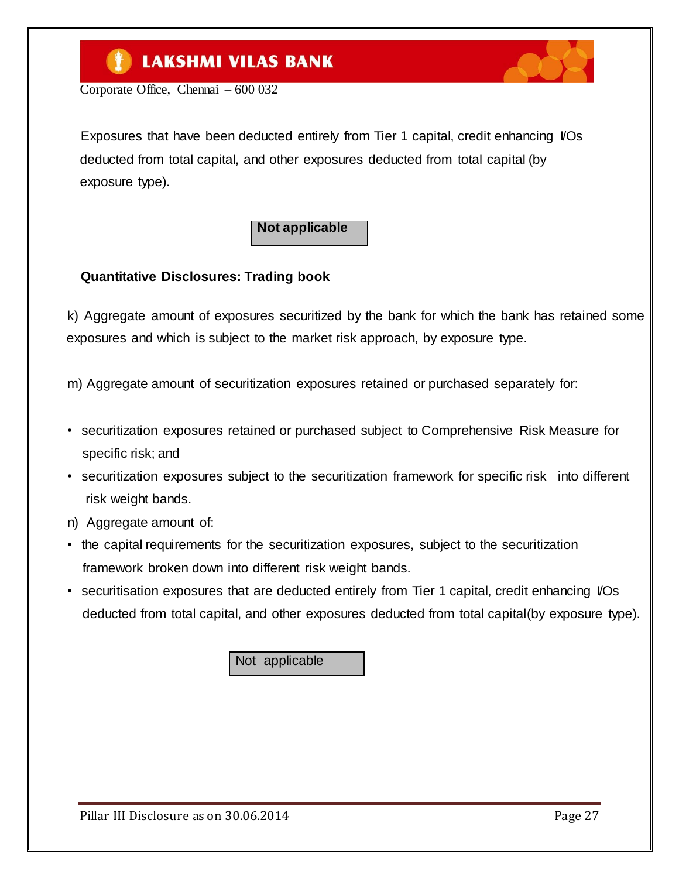Exposures that have been deducted entirely from Tier 1 capital, credit enhancing I/Os deducted from total capital, and other exposures deducted from total capital (by exposure type).

**Not applicable**

**Quantitative Disclosures: Trading book**

k) Aggregate amount of exposures securitized by the bank for which the bank has retained some exposures and which is subject to the market risk approach, by exposure type.

m) Aggregate amount of securitization exposures retained or purchased separately for:

- securitization exposures retained or purchased subject to Comprehensive Risk Measure for specific risk; and
- securitization exposures subject to the securitization framework for specific risk into different risk weight bands.

n) Aggregate amount of:

- the capital requirements for the securitization exposures, subject to the securitization framework broken down into different risk weight bands.
- securitisation exposures that are deducted entirely from Tier 1 capital, credit enhancing I/Os deducted from total capital, and other exposures deducted from total capital(by exposure type).

Not applicable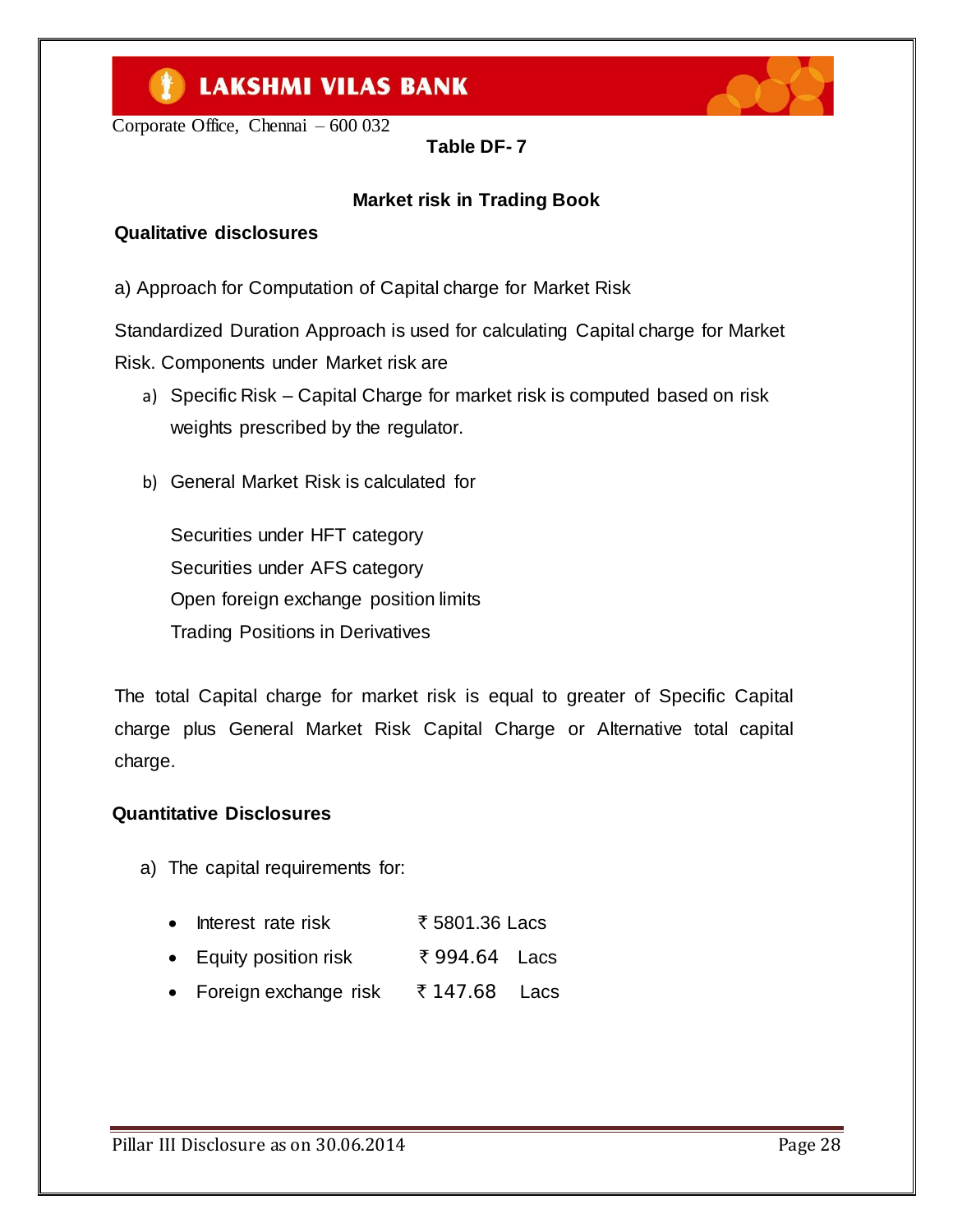Table DF- 7

## Market risk in Trading Book

**Qualitative disclosures**

a) Approach for Computation of Capital charge for Market Risk

Standardized Duration Approach is used for calculating Capital charge for Market Risk. Components under Market risk are

a) Specific Risk – Capital Charge for market risk is computed based on risk weights prescribed by the regulator.

b) General Market Risk is calculated for

   Securities under HFT category
   Securities under AFS category
   Open foreign exchange position limits
   Trading Positions in Derivatives

The total Capital charge for market risk is equal to greater of Specific Capital charge plus General Market Risk Capital Charge or Alternative total capital charge.

**Quantitative Disclosures**

a) The capital requirements for:

- Interest rate risk ₹ 5801.36 Lacs
- Equity position risk ₹ 994.64 Lacs
- Foreign exchange risk ₹ 147.68 Lacs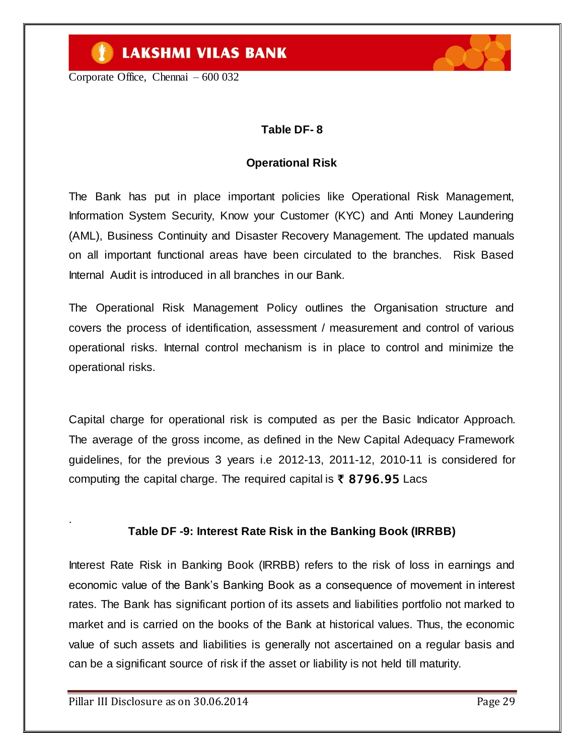## Table DF- 8

### Operational Risk

The Bank has put in place important policies like Operational Risk Management, Information System Security, Know your Customer (KYC) and Anti Money Laundering (AML), Business Continuity and Disaster Recovery Management. The updated manuals on all important functional areas have been circulated to the branches. Risk Based Internal Audit is introduced in all branches in our Bank.

The Operational Risk Management Policy outlines the Organisation structure and covers the process of identification, assessment / measurement and control of various operational risks. Internal control mechanism is in place to control and minimize the operational risks.

Capital charge for operational risk is computed as per the Basic Indicator Approach. The average of the gross income, as defined in the New Capital Adequacy Framework guidelines, for the previous 3 years i.e 2012-13, 2011-12, 2010-11 is considered for computing the capital charge. The required capital is ₹ 8796.95 Lacs

## Table DF -9: Interest Rate Risk in the Banking Book (IRRBB)

Interest Rate Risk in Banking Book (IRRBB) refers to the risk of loss in earnings and economic value of the Bank's Banking Book as a consequence of movement in interest rates. The Bank has significant portion of its assets and liabilities portfolio not marked to market and is carried on the books of the Bank at historical values. Thus, the economic value of such assets and liabilities is generally not ascertained on a regular basis and can be a significant source of risk if the asset or liability is not held till maturity.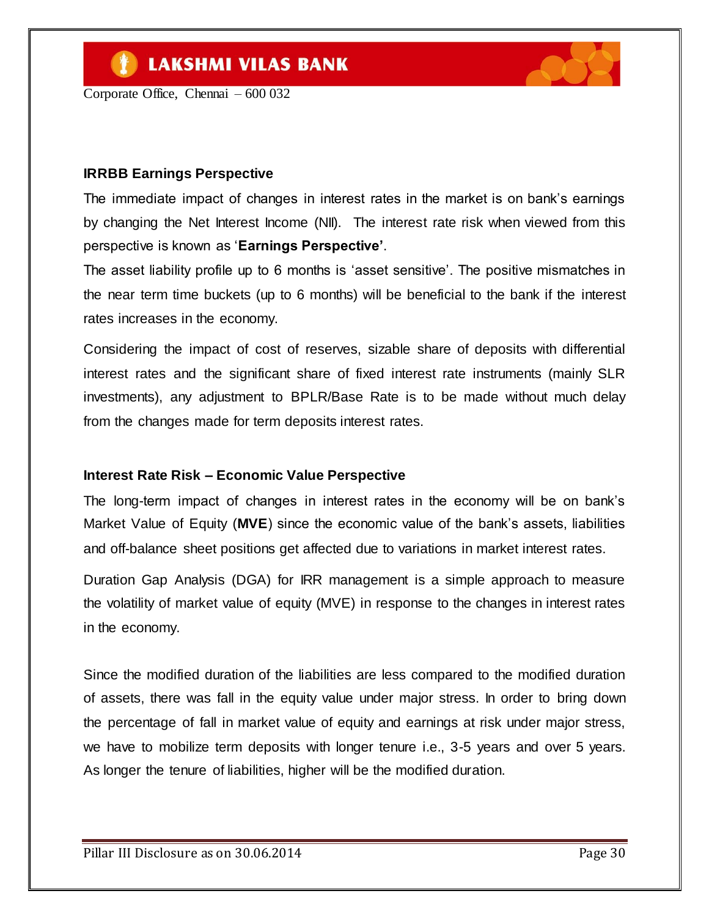### IRRBB Earnings Perspective

The immediate impact of changes in interest rates in the market is on bank's earnings by changing the Net Interest Income (NII). The interest rate risk when viewed from this perspective is known as '**Earnings Perspective'**.

The asset liability profile up to 6 months is 'asset sensitive'. The positive mismatches in the near term time buckets (up to 6 months) will be beneficial to the bank if the interest rates increases in the economy.

Considering the impact of cost of reserves, sizable share of deposits with differential interest rates and the significant share of fixed interest rate instruments (mainly SLR investments), any adjustment to BPLR/Base Rate is to be made without much delay from the changes made for term deposits interest rates.

### Interest Rate Risk – Economic Value Perspective

The long-term impact of changes in interest rates in the economy will be on bank's Market Value of Equity (**MVE**) since the economic value of the bank's assets, liabilities and off-balance sheet positions get affected due to variations in market interest rates.

Duration Gap Analysis (DGA) for IRR management is a simple approach to measure the volatility of market value of equity (MVE) in response to the changes in interest rates in the economy.

Since the modified duration of the liabilities are less compared to the modified duration of assets, there was fall in the equity value under major stress. In order to bring down the percentage of fall in market value of equity and earnings at risk under major stress, we have to mobilize term deposits with longer tenure i.e., 3-5 years and over 5 years. As longer the tenure of liabilities, higher will be the modified duration.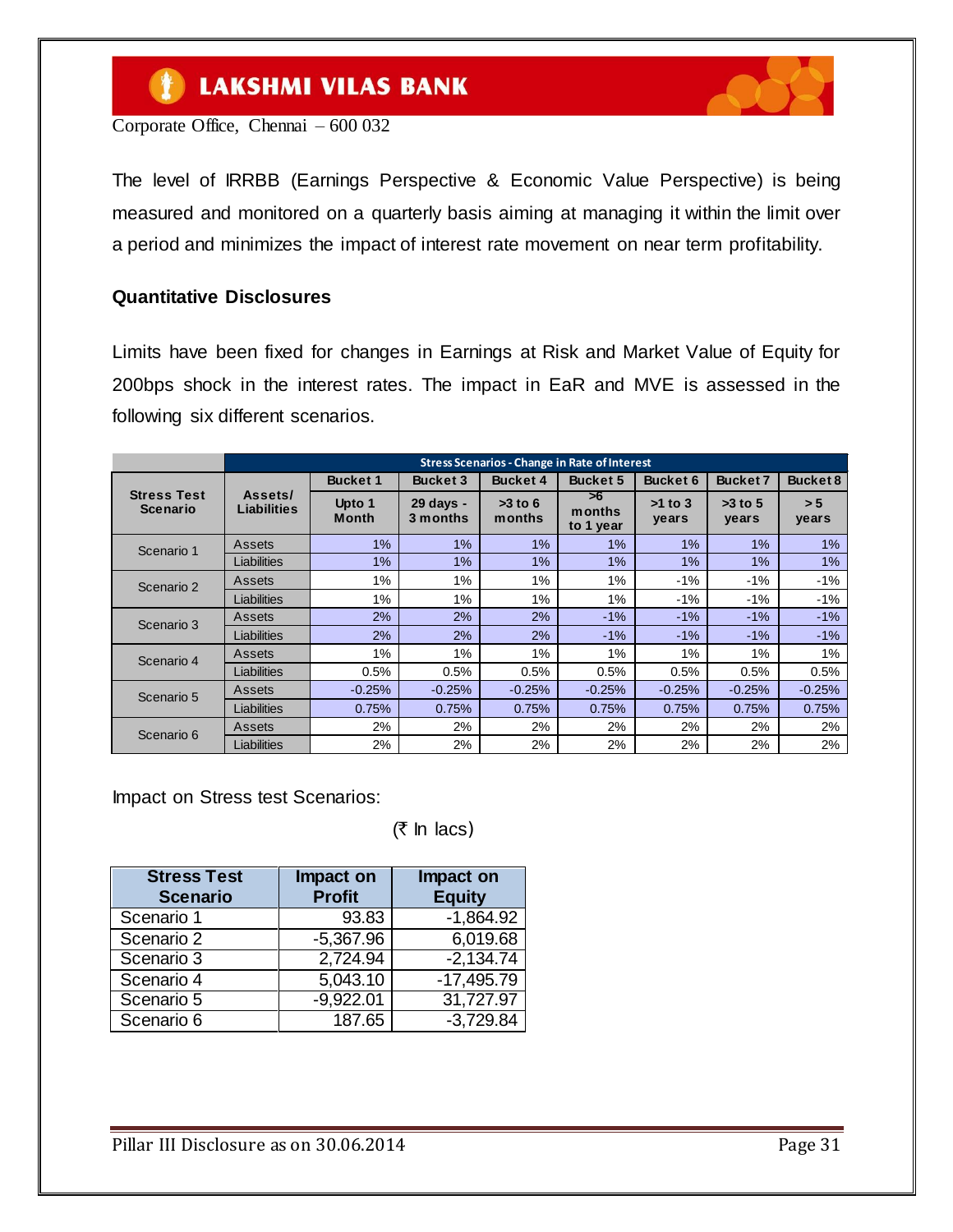The level of IRRBB (Earnings Perspective & Economic Value Perspective) is being measured and monitored on a quarterly basis aiming at managing it within the limit over a period and minimizes the impact of interest rate movement on near term profitability.

**Quantitative Disclosures**

Limits have been fixed for changes in Earnings at Risk and Market Value of Equity for 200bps shock in the interest rates. The impact in EaR and MVE is assessed in the following six different scenarios.

| Stress Test Scenario | Assets/ Liabilities | Stress Scenarios - Change in Rate of Interest | | | | | | |
|---|---|---|---|---|---|---|---|---|
| | | Bucket 1 | Bucket 3 | Bucket 4 | Bucket 5 | Bucket 6 | Bucket 7 | Bucket 8 |
| | | Upto 1 Month | 29 days - 3 months | >3 to 6 months | >6 months to 1 year | >1 to 3 years | >3 to 5 years | > 5 years |
| Scenario 1 | Assets | 1% | 1% | 1% | 1% | 1% | 1% | 1% |
| | Liabilities | 1% | 1% | 1% | 1% | 1% | 1% | 1% |
| Scenario 2 | Assets | 1% | 1% | 1% | 1% | -1% | -1% | -1% |
| | Liabilities | 1% | 1% | 1% | 1% | -1% | -1% | -1% |
| Scenario 3 | Assets | 2% | 2% | 2% | -1% | -1% | -1% | -1% |
| | Liabilities | 2% | 2% | 2% | -1% | -1% | -1% | -1% |
| Scenario 4 | Assets | 1% | 1% | 1% | 1% | 1% | 1% | 1% |
| | Liabilities | 0.5% | 0.5% | 0.5% | 0.5% | 0.5% | 0.5% | 0.5% |
| Scenario 5 | Assets | -0.25% | -0.25% | -0.25% | -0.25% | -0.25% | -0.25% | -0.25% |
| | Liabilities | 0.75% | 0.75% | 0.75% | 0.75% | 0.75% | 0.75% | 0.75% |
| Scenario 6 | Assets | 2% | 2% | 2% | 2% | 2% | 2% | 2% |
| | Liabilities | 2% | 2% | 2% | 2% | 2% | 2% | 2% |

Impact on Stress test Scenarios:

(₹ In lacs)

| Stress Test Scenario | Impact on Profit | Impact on Equity |
|---|---|---|
| Scenario 1 | 93.83 | -1,864.92 |
| Scenario 2 | -5,367.96 | 6,019.68 |
| Scenario 3 | 2,724.94 | -2,134.74 |
| Scenario 4 | 5,043.10 | -17,495.79 |
| Scenario 5 | -9,922.01 | 31,727.97 |
| Scenario 6 | 187.65 | -3,729.84 |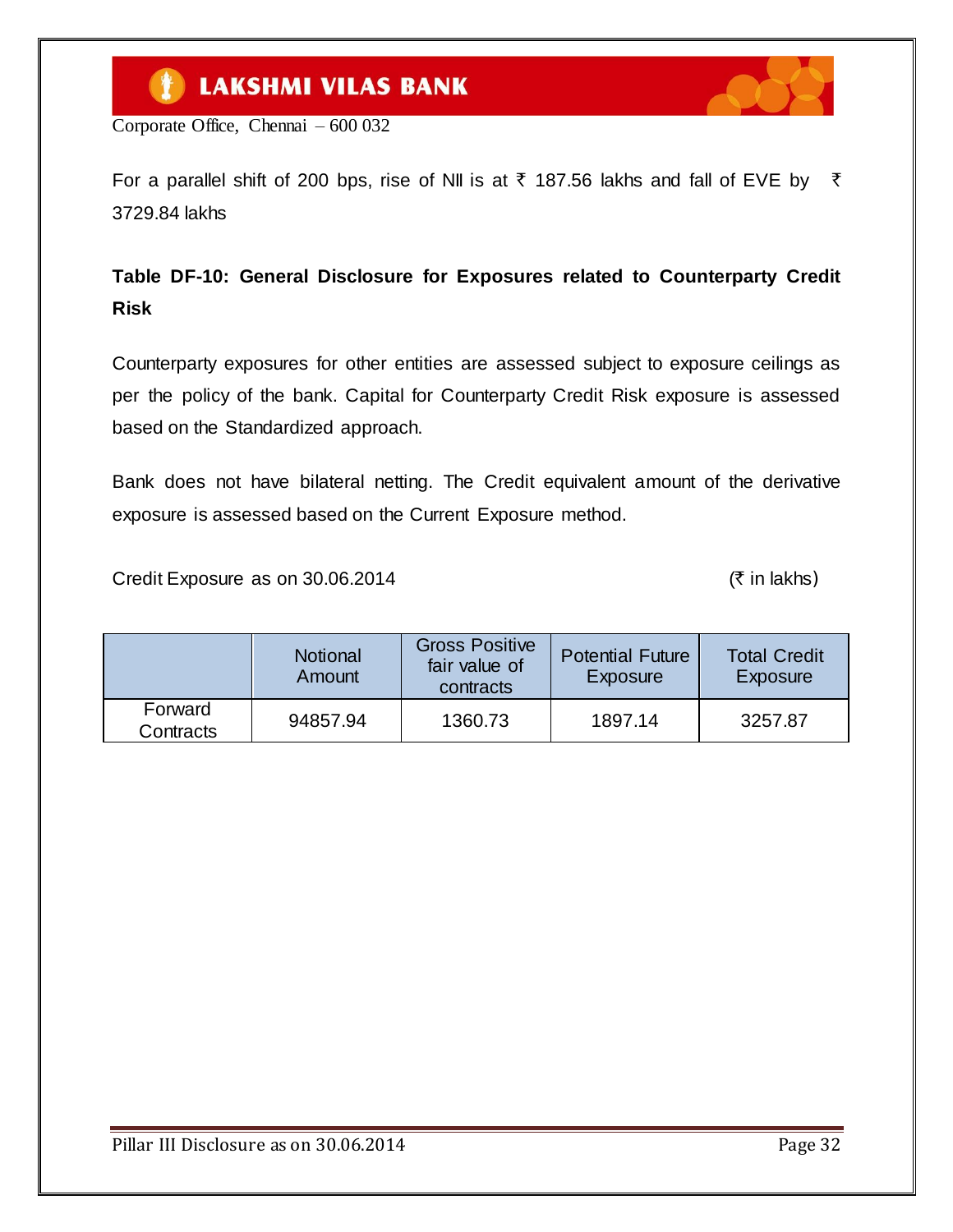For a parallel shift of 200 bps, rise of NII is at ₹ 187.56 lakhs and fall of EVE by ₹ 3729.84 lakhs

**Table DF-10: General Disclosure for Exposures related to Counterparty Credit Risk**

Counterparty exposures for other entities are assessed subject to exposure ceilings as per the policy of the bank. Capital for Counterparty Credit Risk exposure is assessed based on the Standardized approach.

Bank does not have bilateral netting. The Credit equivalent amount of the derivative exposure is assessed based on the Current Exposure method.

Credit Exposure as on 30.06.2014 (₹ in lakhs)

| | Notional Amount | Gross Positive fair value of contracts | Potential Future Exposure | Total Credit Exposure |
|---|---|---|---|---|
| Forward Contracts | 94857.94 | 1360.73 | 1897.14 | 3257.87 |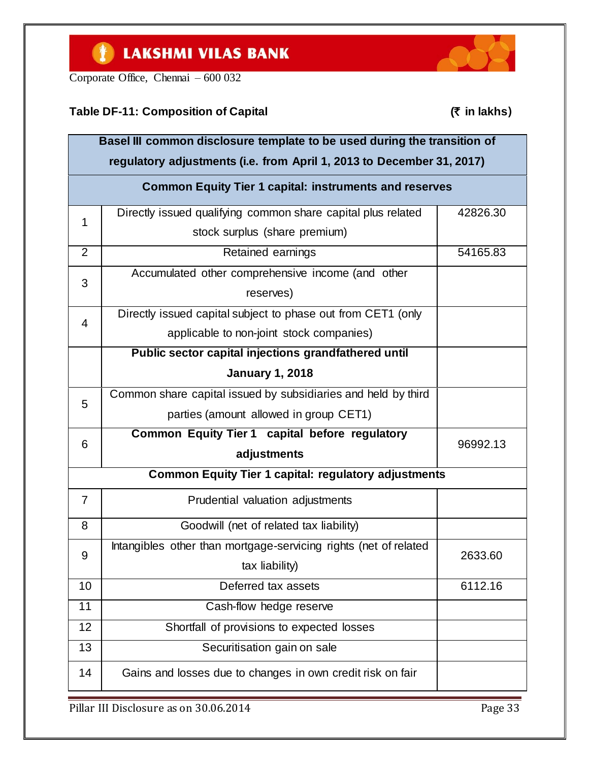**Table DF-11: Composition of Capital** **(₹ in lakhs)**

| Basel III common disclosure template to be used during the transition of regulatory adjustments (i.e. from April 1, 2013 to December 31, 2017) | | |
|---|---|---|
| **Common Equity Tier 1 capital: instruments and reserves** | | |
| 1 | Directly issued qualifying common share capital plus related stock surplus (share premium) | 42826.30 |
| 2 | Retained earnings | 54165.83 |
| 3 | Accumulated other comprehensive income (and other reserves) | |
| 4 | Directly issued capital subject to phase out from CET1 (only applicable to non-joint stock companies) | |
| | **Public sector capital injections grandfathered until January 1, 2018** | |
| 5 | Common share capital issued by subsidiaries and held by third parties (amount allowed in group CET1) | |
| 6 | **Common Equity Tier 1 capital before regulatory adjustments** | 96992.13 |
| **Common Equity Tier 1 capital: regulatory adjustments** | | |
| 7 | Prudential valuation adjustments | |
| 8 | Goodwill (net of related tax liability) | |
| 9 | Intangibles other than mortgage-servicing rights (net of related tax liability) | 2633.60 |
| 10 | Deferred tax assets | 6112.16 |
| 11 | Cash-flow hedge reserve | |
| 12 | Shortfall of provisions to expected losses | |
| 13 | Securitisation gain on sale | |
| 14 | Gains and losses due to changes in own credit risk on fair | |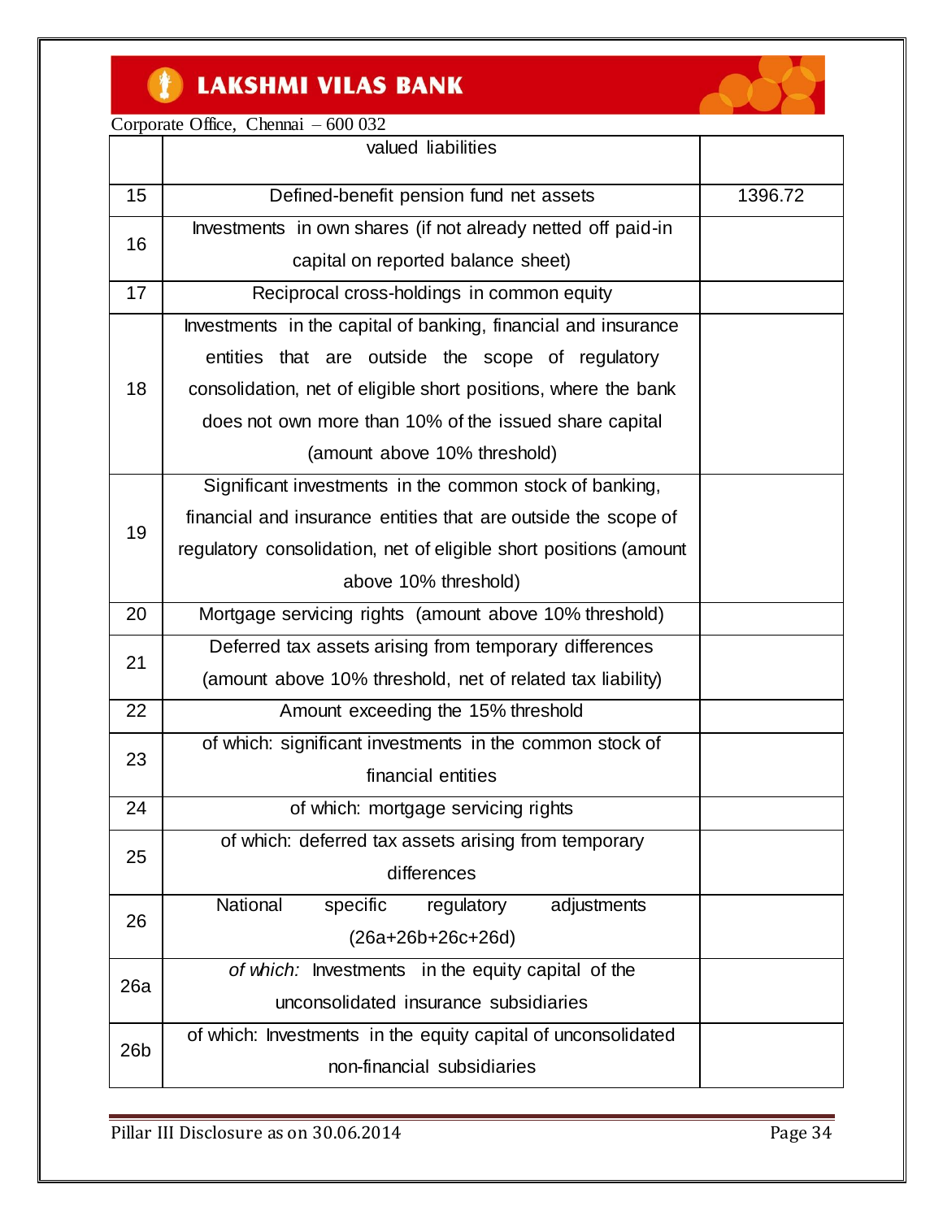| | | |
|---|---|---|
| | valued liabilities | |
| 15 | Defined-benefit pension fund net assets | 1396.72 |
| 16 | Investments in own shares (if not already netted off paid-in capital on reported balance sheet) | |
| 17 | Reciprocal cross-holdings in common equity | |
| 18 | Investments in the capital of banking, financial and insurance entities that are outside the scope of regulatory consolidation, net of eligible short positions, where the bank does not own more than 10% of the issued share capital (amount above 10% threshold) | |
| 19 | Significant investments in the common stock of banking, financial and insurance entities that are outside the scope of regulatory consolidation, net of eligible short positions (amount above 10% threshold) | |
| 20 | Mortgage servicing rights (amount above 10% threshold) | |
| 21 | Deferred tax assets arising from temporary differences (amount above 10% threshold, net of related tax liability) | |
| 22 | Amount exceeding the 15% threshold | |
| 23 | of which: significant investments in the common stock of financial entities | |
| 24 | of which: mortgage servicing rights | |
| 25 | of which: deferred tax assets arising from temporary differences | |
| 26 | National specific regulatory adjustments (26a+26b+26c+26d) | |
| 26a | *of which:* Investments in the equity capital of the unconsolidated insurance subsidiaries | |
| 26b | of which: Investments in the equity capital of unconsolidated non-financial subsidiaries | |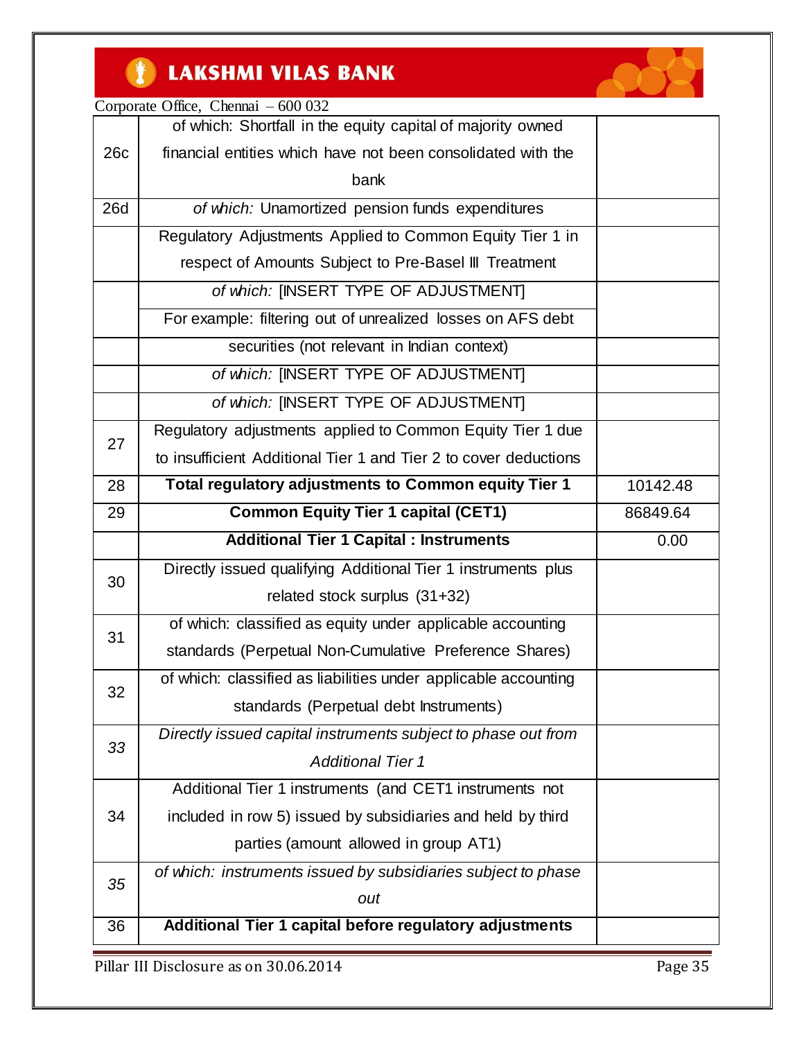| | | |
|---|---|---|
| 26c | of which: Shortfall in the equity capital of majority owned financial entities which have not been consolidated with the bank | |
| 26d | *of which:* Unamortized pension funds expenditures | |
| | Regulatory Adjustments Applied to Common Equity Tier 1 in respect of Amounts Subject to Pre-Basel III Treatment | |
| | *of which:* [INSERT TYPE OF ADJUSTMENT] For example: filtering out of unrealized losses on AFS debt | |
| | securities (not relevant in Indian context) | |
| | *of which:* [INSERT TYPE OF ADJUSTMENT] | |
| | *of which:* [INSERT TYPE OF ADJUSTMENT] | |
| 27 | Regulatory adjustments applied to Common Equity Tier 1 due to insufficient Additional Tier 1 and Tier 2 to cover deductions | |
| 28 | **Total regulatory adjustments to Common equity Tier 1** | 10142.48 |
| 29 | **Common Equity Tier 1 capital (CET1)** | 86849.64 |
| | **Additional Tier 1 Capital : Instruments** | 0.00 |
| 30 | Directly issued qualifying Additional Tier 1 instruments plus related stock surplus (31+32) | |
| 31 | of which: classified as equity under applicable accounting standards (Perpetual Non-Cumulative Preference Shares) | |
| 32 | of which: classified as liabilities under applicable accounting standards (Perpetual debt Instruments) | |
| *33* | *Directly issued capital instruments subject to phase out from Additional Tier 1* | |
| 34 | Additional Tier 1 instruments (and CET1 instruments not included in row 5) issued by subsidiaries and held by third parties (amount allowed in group AT1) | |
| *35* | *of which: instruments issued by subsidiaries subject to phase out* | |
| 36 | **Additional Tier 1 capital before regulatory adjustments** | |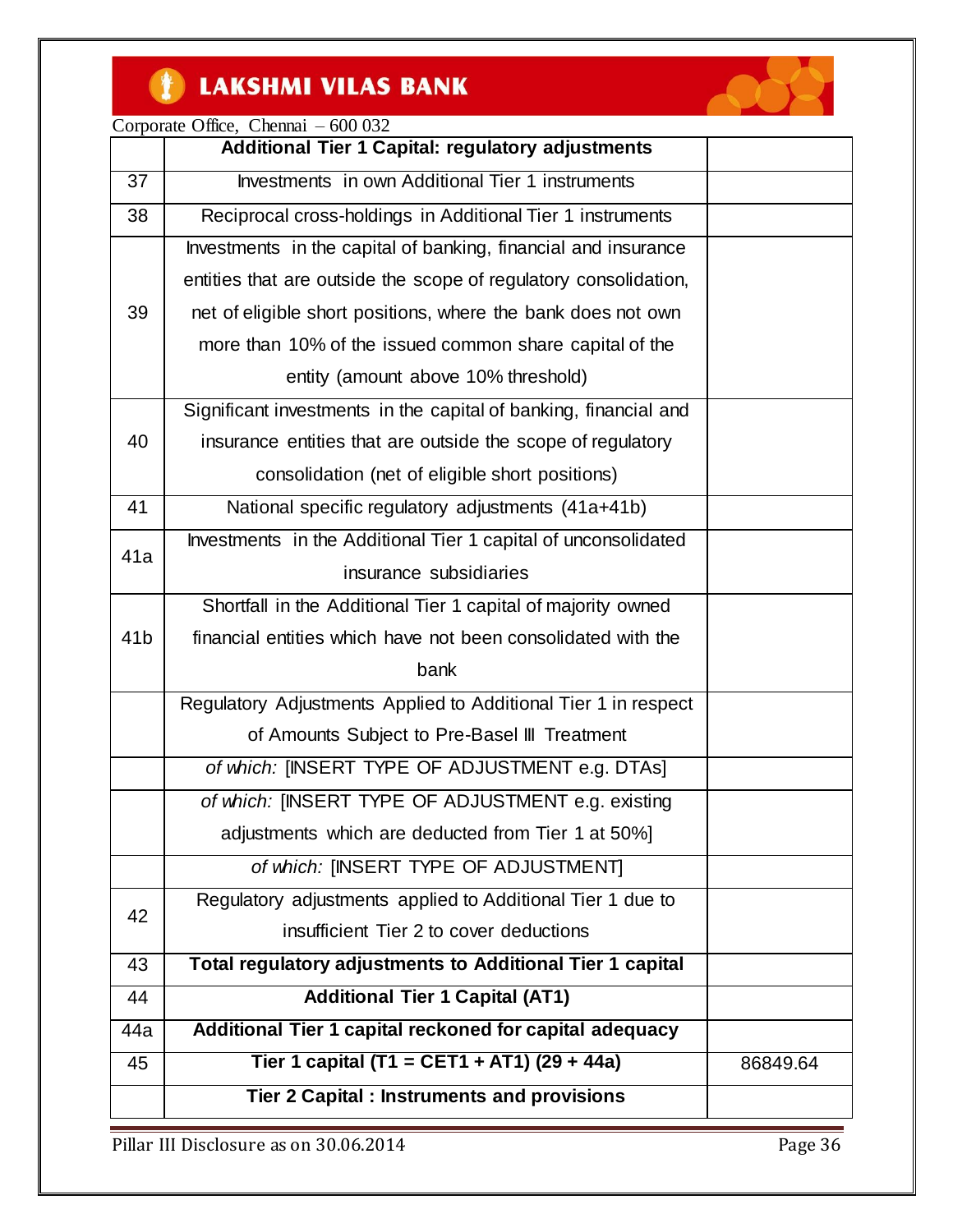| | **Additional Tier 1 Capital: regulatory adjustments** | |
|---|---|---|
| 37 | Investments in own Additional Tier 1 instruments | |
| 38 | Reciprocal cross-holdings in Additional Tier 1 instruments | |
| 39 | Investments in the capital of banking, financial and insurance entities that are outside the scope of regulatory consolidation, net of eligible short positions, where the bank does not own more than 10% of the issued common share capital of the entity (amount above 10% threshold) | |
| 40 | Significant investments in the capital of banking, financial and insurance entities that are outside the scope of regulatory consolidation (net of eligible short positions) | |
| 41 | National specific regulatory adjustments (41a+41b) | |
| 41a | Investments in the Additional Tier 1 capital of unconsolidated insurance subsidiaries | |
| 41b | Shortfall in the Additional Tier 1 capital of majority owned financial entities which have not been consolidated with the bank | |
| | Regulatory Adjustments Applied to Additional Tier 1 in respect of Amounts Subject to Pre-Basel III Treatment | |
| | *of which:* [INSERT TYPE OF ADJUSTMENT e.g. DTAs] | |
| | *of which:* [INSERT TYPE OF ADJUSTMENT e.g. existing adjustments which are deducted from Tier 1 at 50%] | |
| | *of which:* [INSERT TYPE OF ADJUSTMENT] | |
| 42 | Regulatory adjustments applied to Additional Tier 1 due to insufficient Tier 2 to cover deductions | |
| 43 | **Total regulatory adjustments to Additional Tier 1 capital** | |
| 44 | **Additional Tier 1 Capital (AT1)** | |
| 44a | **Additional Tier 1 capital reckoned for capital adequacy** | |
| 45 | **Tier 1 capital (T1 = CET1 + AT1) (29 + 44a)** | 86849.64 |
| | **Tier 2 Capital : Instruments and provisions** | |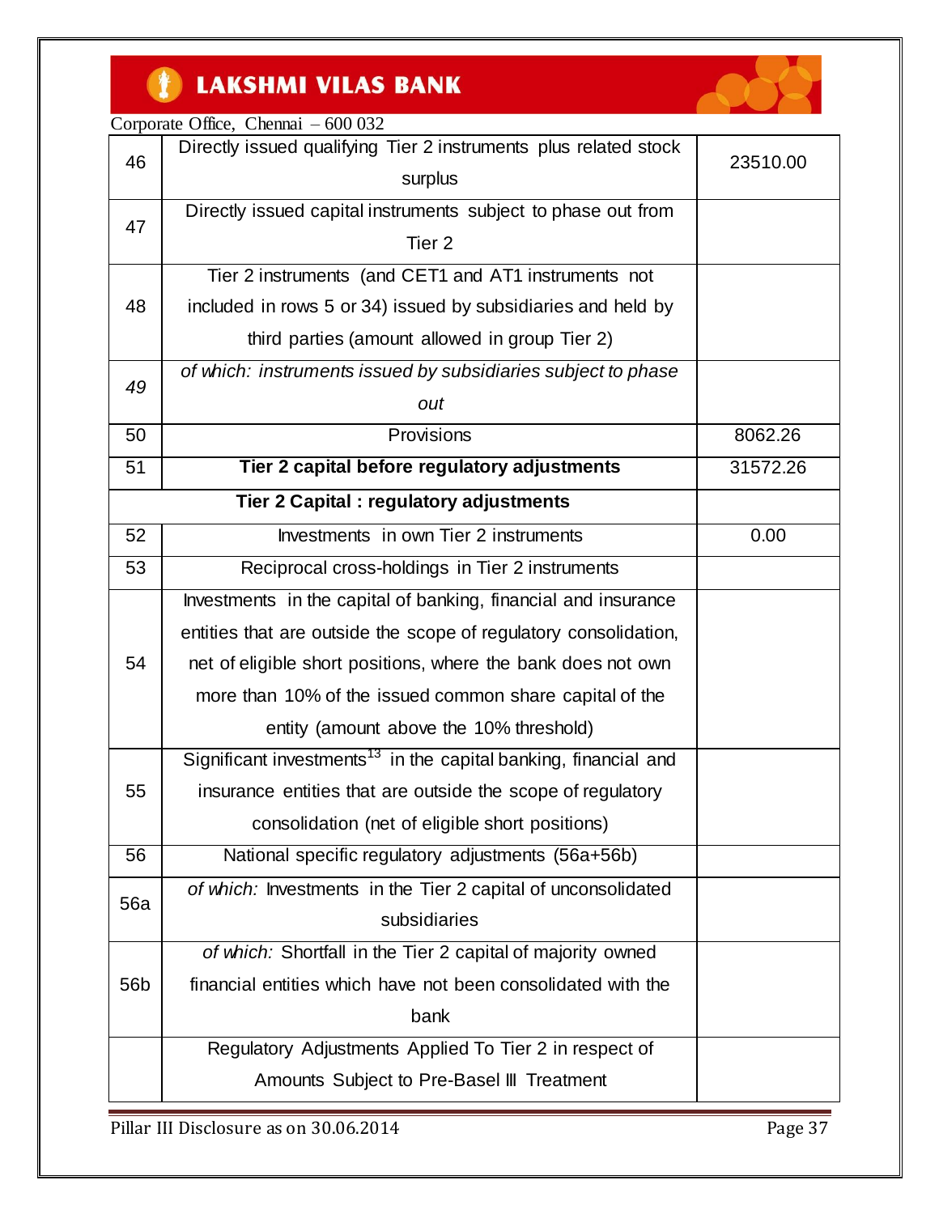| | | |
|---|---|---|
| 46 | Directly issued qualifying Tier 2 instruments plus related stock surplus | 23510.00 |
| 47 | Directly issued capital instruments subject to phase out from Tier 2 | |
| 48 | Tier 2 instruments (and CET1 and AT1 instruments not included in rows 5 or 34) issued by subsidiaries and held by third parties (amount allowed in group Tier 2) | |
| *49* | *of which: instruments issued by subsidiaries subject to phase out* | |
| 50 | Provisions | 8062.26 |
| 51 | **Tier 2 capital before regulatory adjustments** | 31572.26 |
| | **Tier 2 Capital : regulatory adjustments** | |
| 52 | Investments in own Tier 2 instruments | 0.00 |
| 53 | Reciprocal cross-holdings in Tier 2 instruments | |
| 54 | Investments in the capital of banking, financial and insurance entities that are outside the scope of regulatory consolidation, net of eligible short positions, where the bank does not own more than 10% of the issued common share capital of the entity (amount above the 10% threshold) | |
| 55 | Significant investments[13] in the capital banking, financial and insurance entities that are outside the scope of regulatory consolidation (net of eligible short positions) | |
| 56 | National specific regulatory adjustments (56a+56b) | |
| 56a | *of which:* Investments in the Tier 2 capital of unconsolidated subsidiaries | |
| 56b | *of which:* Shortfall in the Tier 2 capital of majority owned financial entities which have not been consolidated with the bank | |
| | Regulatory Adjustments Applied To Tier 2 in respect of Amounts Subject to Pre-Basel III Treatment | |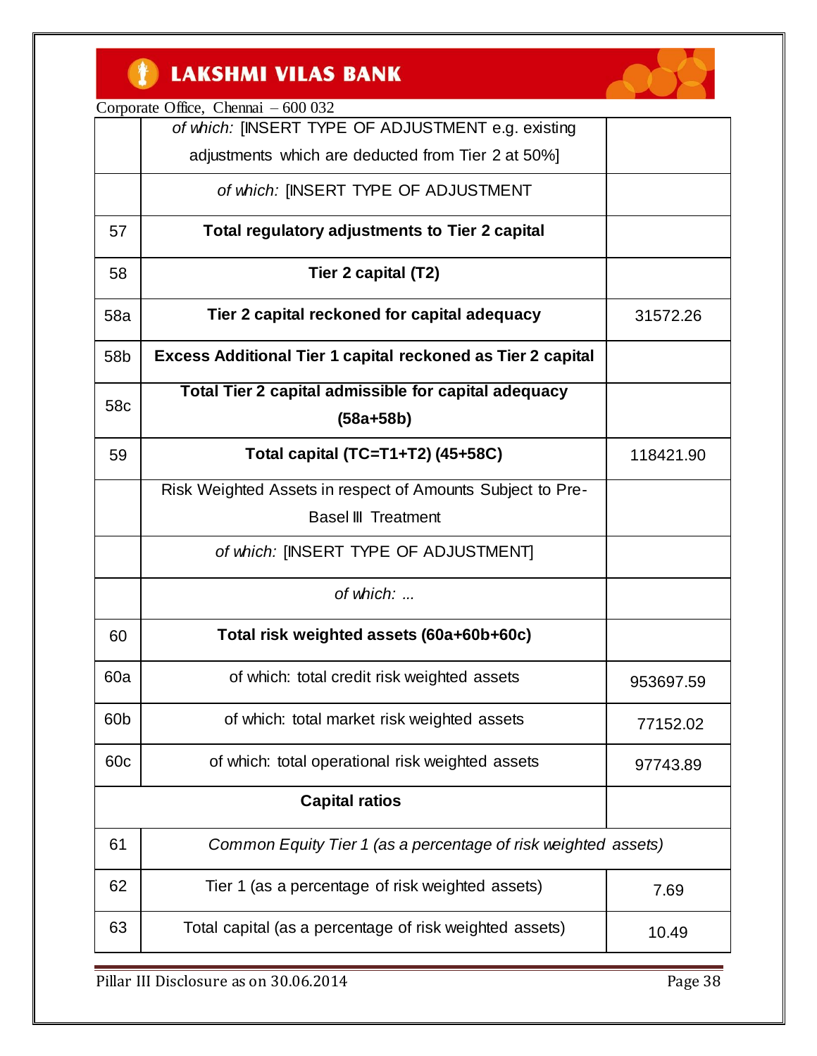| | | |
|---|---|---|
| | *of which:* [INSERT TYPE OF ADJUSTMENT e.g. existing adjustments which are deducted from Tier 2 at 50%] | |
| | *of which:* [INSERT TYPE OF ADJUSTMENT | |
| 57 | **Total regulatory adjustments to Tier 2 capital** | |
| 58 | **Tier 2 capital (T2)** | |
| 58a | **Tier 2 capital reckoned for capital adequacy** | 31572.26 |
| 58b | **Excess Additional Tier 1 capital reckoned as Tier 2 capital** | |
| 58c | **Total Tier 2 capital admissible for capital adequacy (58a+58b)** | |
| 59 | **Total capital (TC=T1+T2) (45+58C)** | 118421.90 |
| | Risk Weighted Assets in respect of Amounts Subject to Pre-Basel III Treatment | |
| | *of which:* [INSERT TYPE OF ADJUSTMENT] | |
| | *of which: ...* | |
| 60 | **Total risk weighted assets (60a+60b+60c)** | |
| 60a | of which: total credit risk weighted assets | 953697.59 |
| 60b | of which: total market risk weighted assets | 77152.02 |
| 60c | of which: total operational risk weighted assets | 97743.89 |
| | **Capital ratios** | |
| 61 | *Common Equity Tier 1 (as a percentage of risk weighted assets)* | |
| 62 | Tier 1 (as a percentage of risk weighted assets) | 7.69 |
| 63 | Total capital (as a percentage of risk weighted assets) | 10.49 |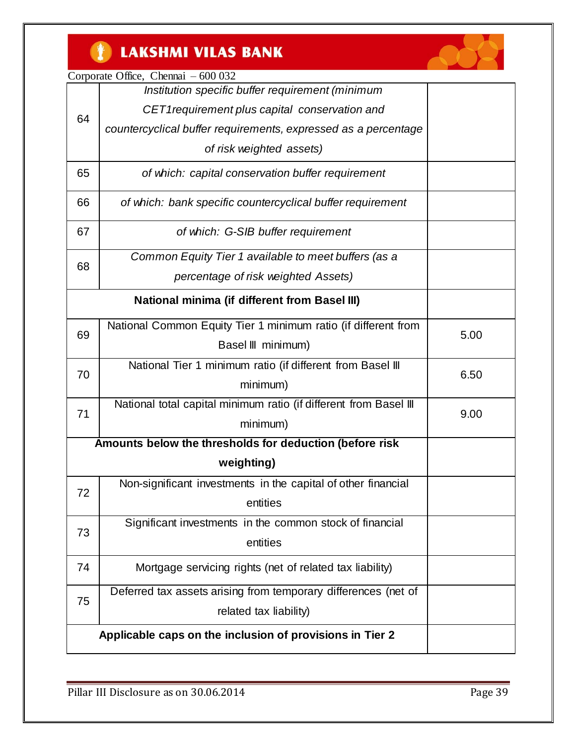| | | |
|---|---|---|
| 64 | *Institution specific buffer requirement (minimum CET1requirement plus capital conservation and countercyclical buffer requirements, expressed as a percentage of risk weighted assets)* | |
| 65 | *of which: capital conservation buffer requirement* | |
| 66 | *of which: bank specific countercyclical buffer requirement* | |
| 67 | *of which: G-SIB buffer requirement* | |
| 68 | *Common Equity Tier 1 available to meet buffers (as a percentage of risk weighted Assets)* | |
| **National minima (if different from Basel III)** | | |
| 69 | National Common Equity Tier 1 minimum ratio (if different from Basel III minimum) | 5.00 |
| 70 | National Tier 1 minimum ratio (if different from Basel III minimum) | 6.50 |
| 71 | National total capital minimum ratio (if different from Basel III minimum) | 9.00 |
| **Amounts below the thresholds for deduction (before risk weighting)** | | |
| 72 | Non-significant investments in the capital of other financial entities | |
| 73 | Significant investments in the common stock of financial entities | |
| 74 | Mortgage servicing rights (net of related tax liability) | |
| 75 | Deferred tax assets arising from temporary differences (net of related tax liability) | |
| **Applicable caps on the inclusion of provisions in Tier 2** | | |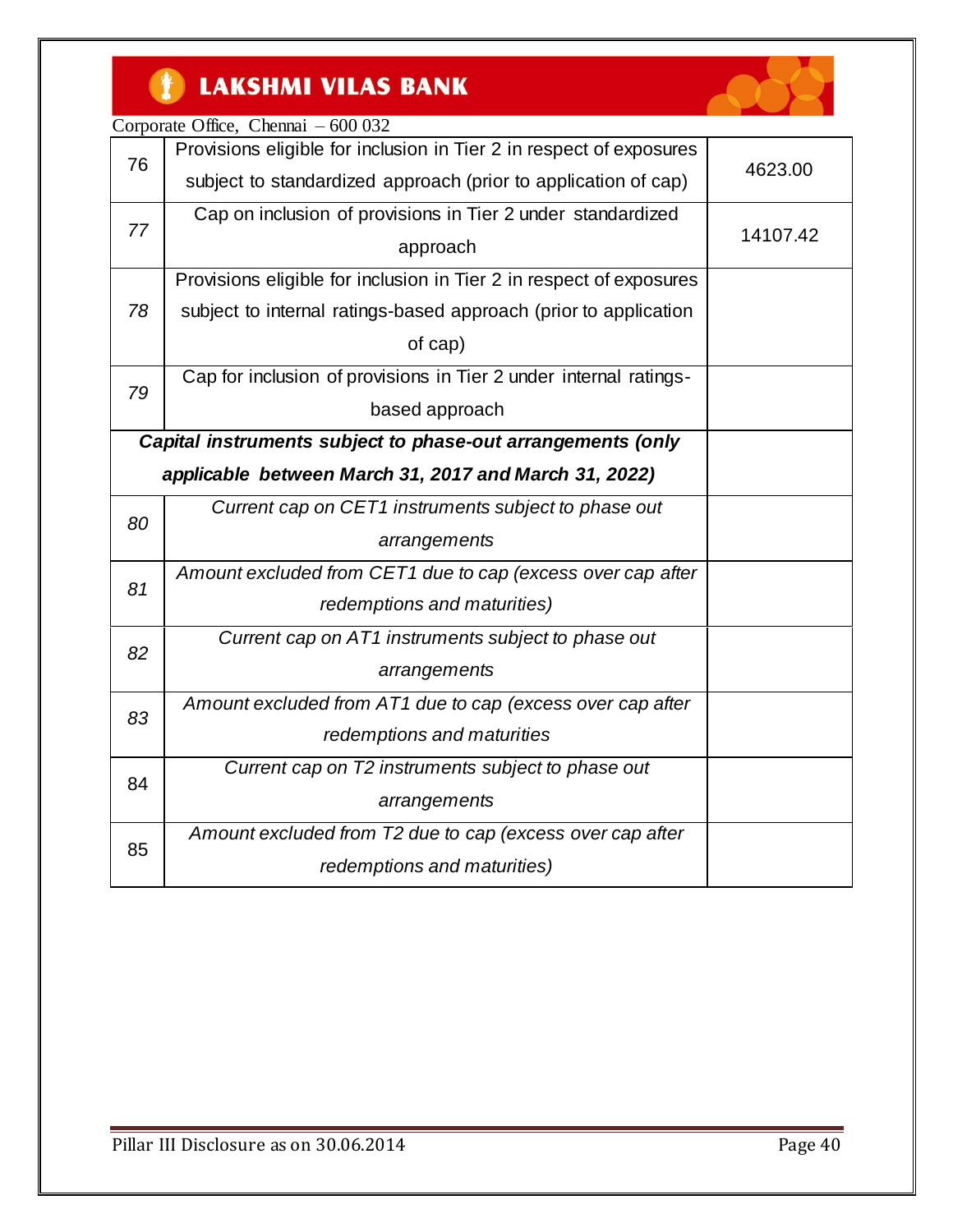| | | |
|---|---|---|
| 76 | Provisions eligible for inclusion in Tier 2 in respect of exposures subject to standardized approach (prior to application of cap) | 4623.00 |
| *77* | Cap on inclusion of provisions in Tier 2 under standardized approach | 14107.42 |
| *78* | Provisions eligible for inclusion in Tier 2 in respect of exposures subject to internal ratings-based approach (prior to application of cap) | |
| *79* | Cap for inclusion of provisions in Tier 2 under internal ratings-based approach | |
| ***Capital instruments subject to phase-out arrangements (only applicable between March 31, 2017 and March 31, 2022)*** | | |
| *80* | *Current cap on CET1 instruments subject to phase out arrangements* | |
| *81* | *Amount excluded from CET1 due to cap (excess over cap after redemptions and maturities)* | |
| *82* | *Current cap on AT1 instruments subject to phase out arrangements* | |
| *83* | *Amount excluded from AT1 due to cap (excess over cap after redemptions and maturities* | |
| 84 | *Current cap on T2 instruments subject to phase out arrangements* | |
| 85 | *Amount excluded from T2 due to cap (excess over cap after redemptions and maturities)* | |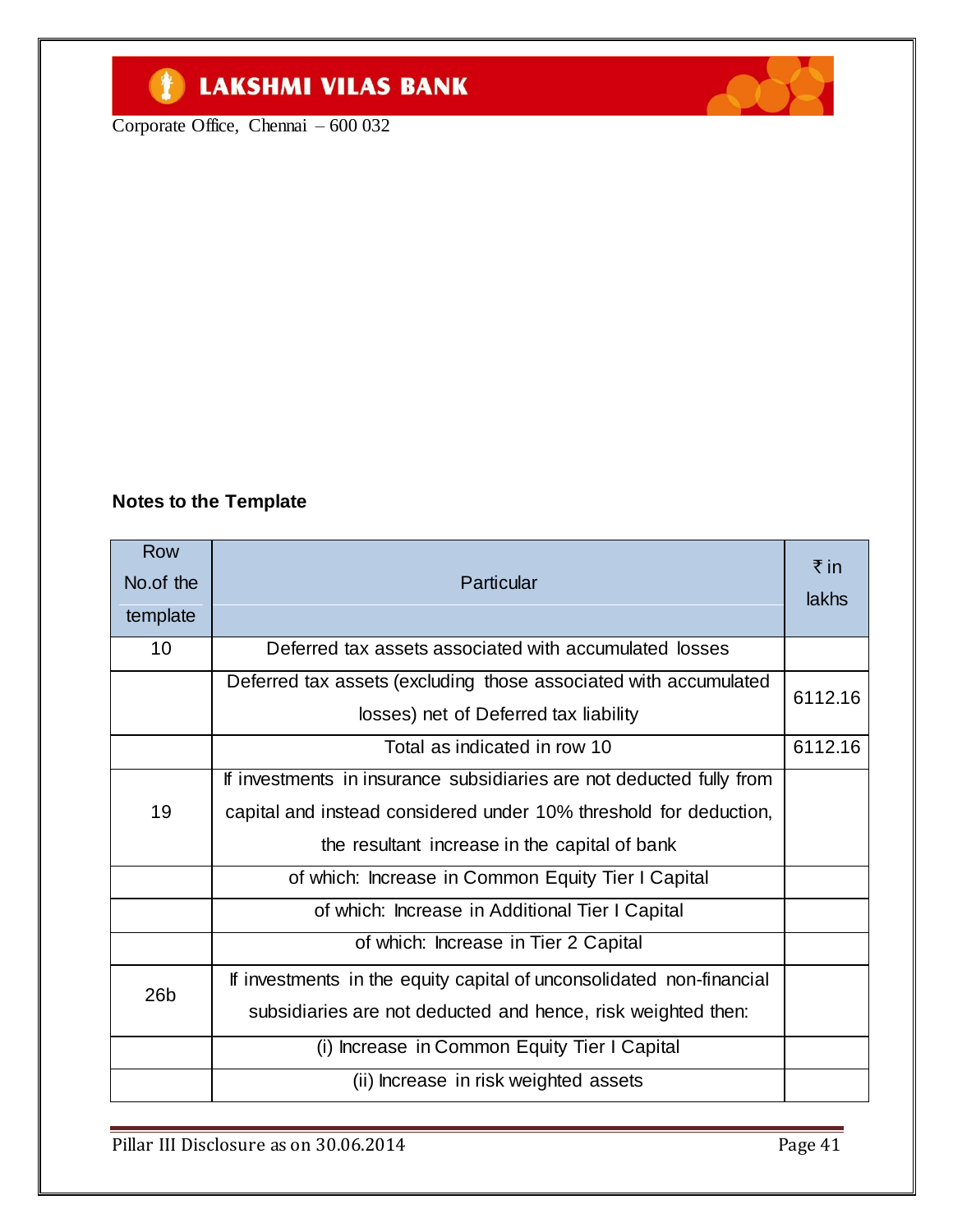**Notes to the Template**

| Row No.of the template | Particular | ₹ in lakhs |
|---|---|---|
| 10 | Deferred tax assets associated with accumulated losses | |
| | Deferred tax assets (excluding those associated with accumulated losses) net of Deferred tax liability | 6112.16 |
| | Total as indicated in row 10 | 6112.16 |
| 19 | If investments in insurance subsidiaries are not deducted fully from capital and instead considered under 10% threshold for deduction, the resultant increase in the capital of bank | |
| | of which: Increase in Common Equity Tier I Capital | |
| | of which: Increase in Additional Tier I Capital | |
| | of which: Increase in Tier 2 Capital | |
| 26b | If investments in the equity capital of unconsolidated non-financial subsidiaries are not deducted and hence, risk weighted then: | |
| | (i) Increase in Common Equity Tier I Capital | |
| | (ii) Increase in risk weighted assets | |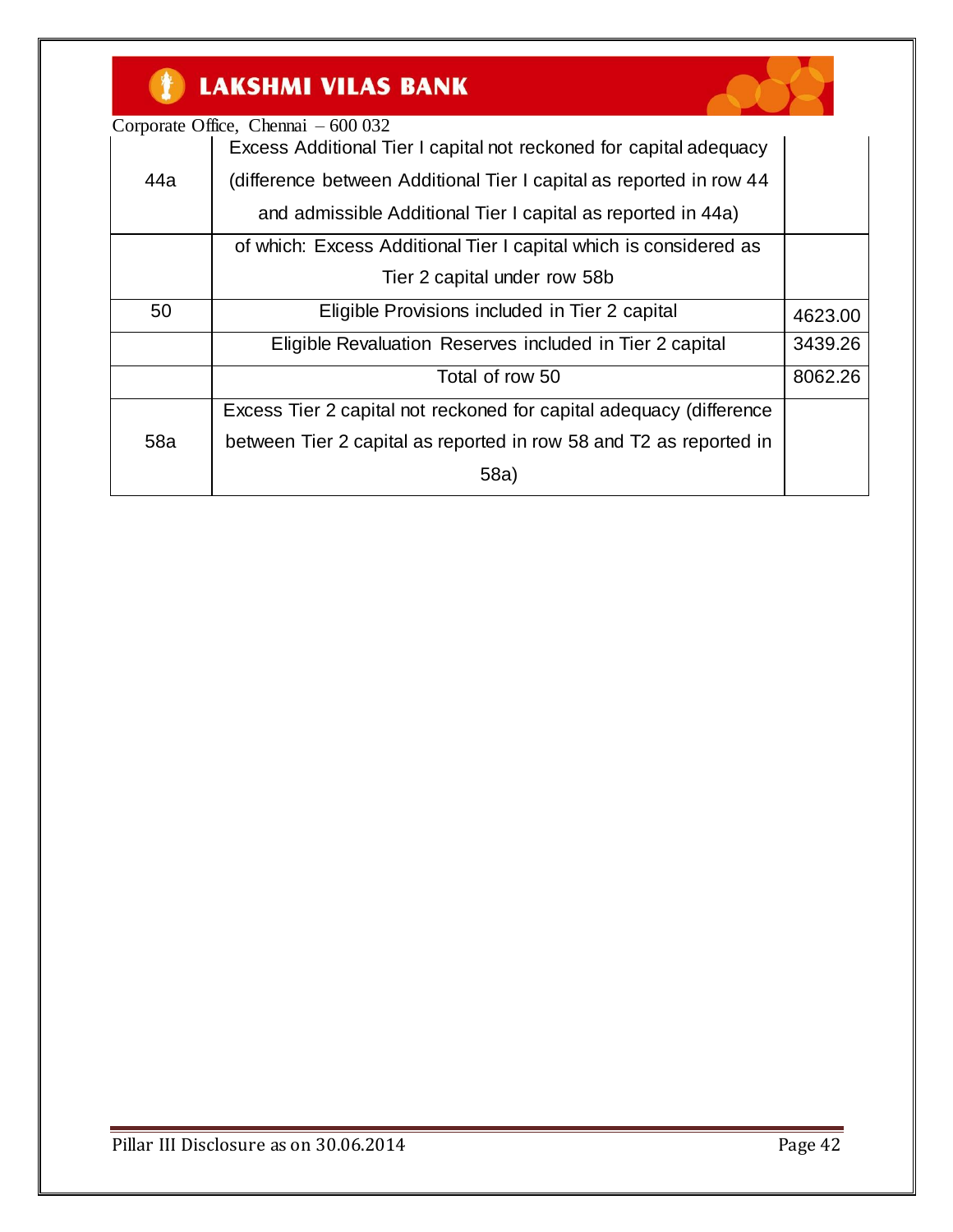| | | |
|---|---|---|
| 44a | Excess Additional Tier I capital not reckoned for capital adequacy (difference between Additional Tier I capital as reported in row 44 and admissible Additional Tier I capital as reported in 44a) | |
| | of which: Excess Additional Tier I capital which is considered as Tier 2 capital under row 58b | |
| 50 | Eligible Provisions included in Tier 2 capital | 4623.00 |
| | Eligible Revaluation Reserves included in Tier 2 capital | 3439.26 |
| | Total of row 50 | 8062.26 |
| 58a | Excess Tier 2 capital not reckoned for capital adequacy (difference between Tier 2 capital as reported in row 58 and T2 as reported in 58a) | |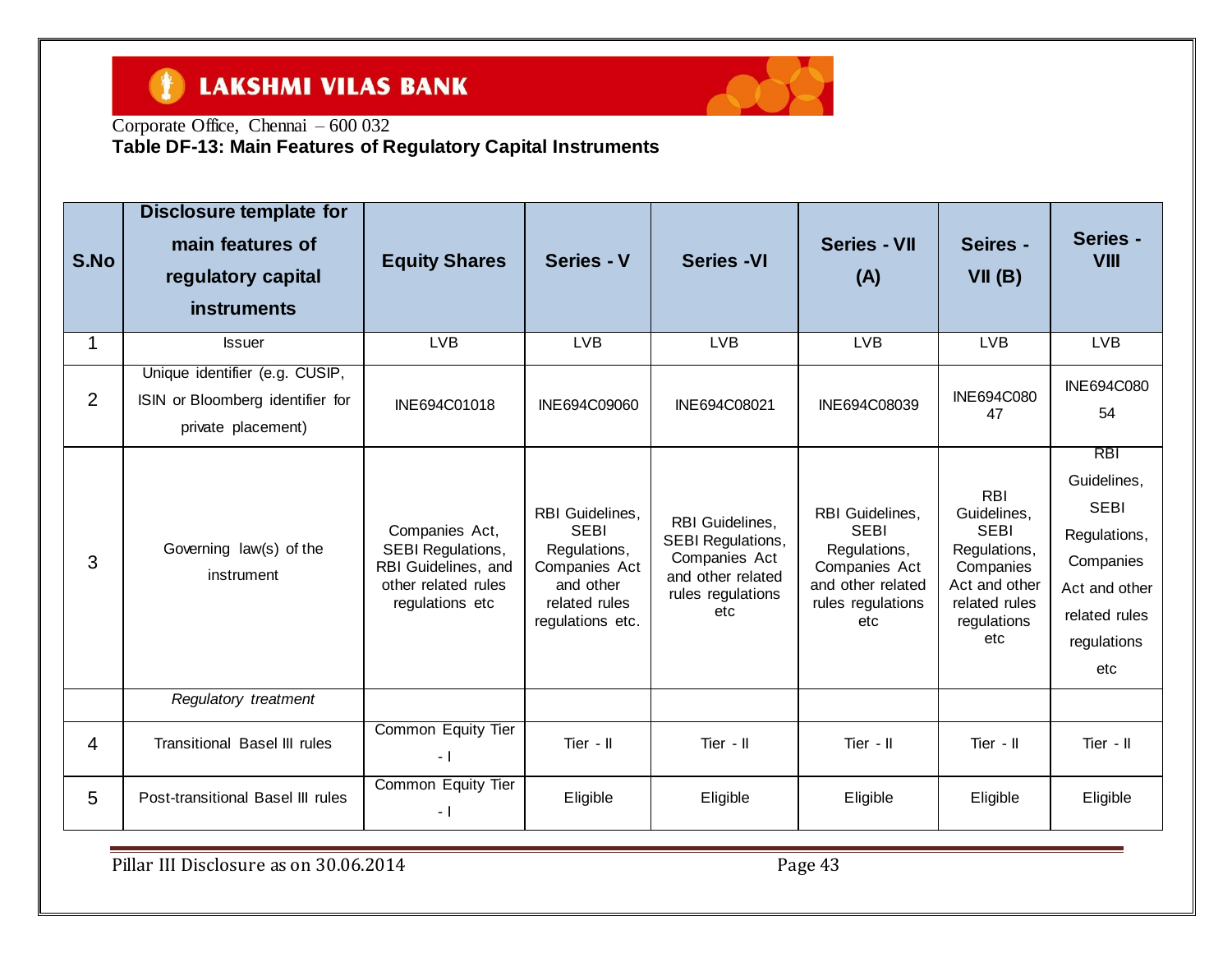LAKSHMI VILAS BANK

Corporate Office, Chennai – 600 032

**Table DF-13: Main Features of Regulatory Capital Instruments**

| S.No | Disclosure template for main features of regulatory capital instruments | Equity Shares | Series - V | Series -VI | Series - VII (A) | Seires - VII (B) | Series - VIII |
|---|---|---|---|---|---|---|---|
| 1 | Issuer | LVB | LVB | LVB | LVB | LVB | LVB |
| 2 | Unique identifier (e.g. CUSIP, ISIN or Bloomberg identifier for private placement) | INE694C01018 | INE694C09060 | INE694C08021 | INE694C08039 | INE694C08047 | INE694C08054 |
| 3 | Governing law(s) of the instrument | Companies Act, SEBI Regulations, RBI Guidelines, and other related rules regulations etc | RBI Guidelines, SEBI Regulations, Companies Act and other related rules regulations etc. | RBI Guidelines, SEBI Regulations, Companies Act and other related rules regulations etc | RBI Guidelines, SEBI Regulations, Companies Act and other related rules regulations etc | RBI Guidelines, SEBI Regulations, Companies Act and other related rules regulations etc | RBI Guidelines, SEBI Regulations, Companies Act and other related rules regulations etc |
| | *Regulatory treatment* | | | | | | |
| 4 | Transitional Basel III rules | Common Equity Tier - I | Tier - II | Tier - II | Tier - II | Tier - II | Tier - II |
| 5 | Post-transitional Basel III rules | Common Equity Tier - I | Eligible | Eligible | Eligible | Eligible | Eligible |

Pillar III Disclosure as on 30.06.2014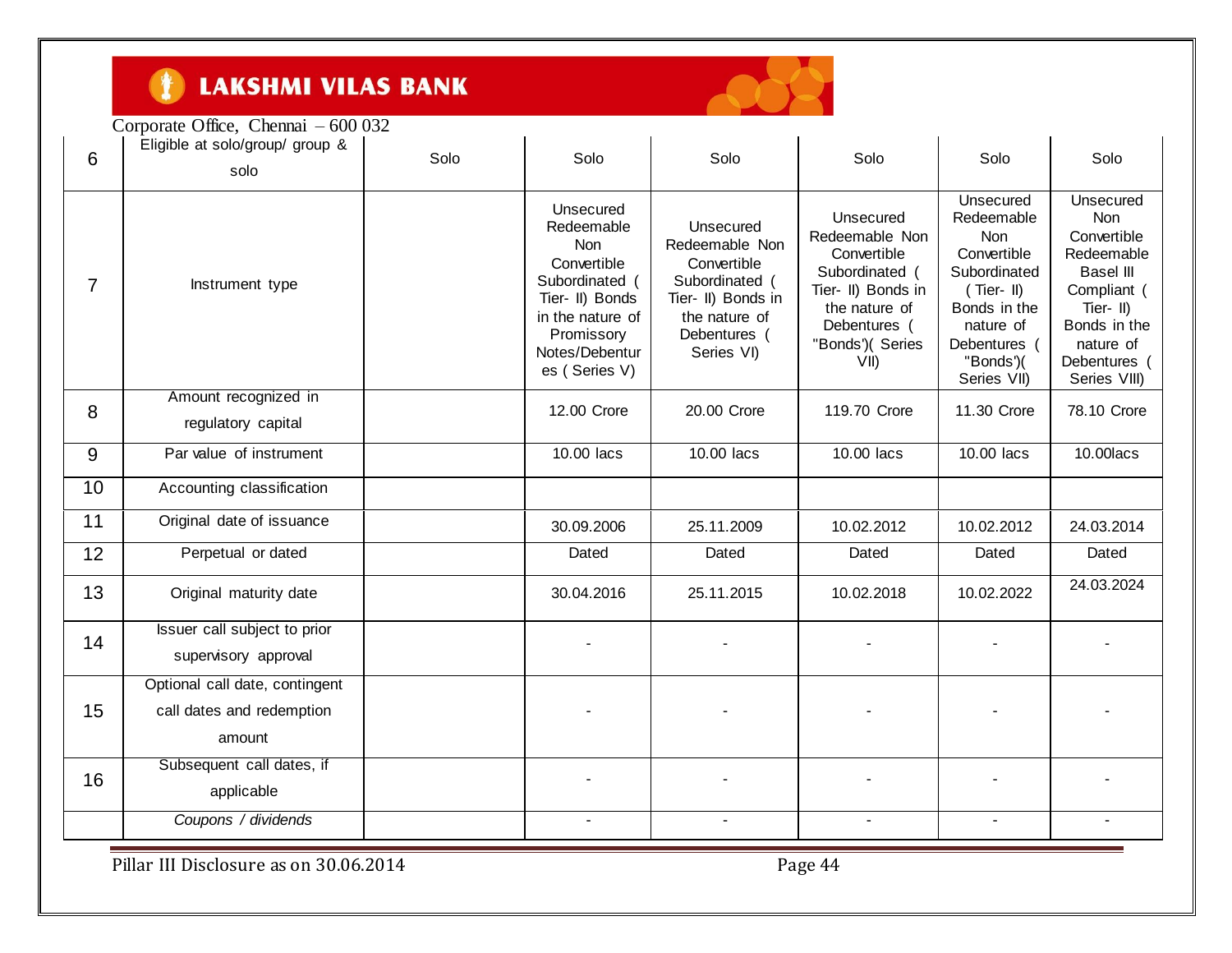# LAKSHMI VILAS BANK

Corporate Office, Chennai – 600 032

| | | | | | | | |
|---|---|---|---|---|---|---|---|
| 6 | Eligible at solo/group/ group & solo | Solo | Solo | Solo | Solo | Solo | Solo |
| 7 | Instrument type | | Unsecured Redeemable Non Convertible Subordinated ( Tier- II) Bonds in the nature of Promissory Notes/Debentures ( Series V) | Unsecured Redeemable Non Convertible Subordinated ( Tier- II) Bonds in the nature of Debentures ( Series VI) | Unsecured Redeemable Non Convertible Subordinated ( Tier- II) Bonds in the nature of Debentures ( "Bonds')( Series VII) | Unsecured Redeemable Non Convertible Subordinated ( Tier- II) Bonds in the nature of Debentures ( "Bonds')( Series VII) | Unsecured Non Convertible Redeemable Basel III Compliant ( Tier- II) Bonds in the nature of Debentures ( Series VIII) |
| 8 | Amount recognized in regulatory capital | | 12.00 Crore | 20.00 Crore | 119.70 Crore | 11.30 Crore | 78.10 Crore |
| 9 | Par value of instrument | | 10.00 lacs | 10.00 lacs | 10.00 lacs | 10.00 lacs | 10.00lacs |
| 10 | Accounting classification | | | | | | |
| 11 | Original date of issuance | | 30.09.2006 | 25.11.2009 | 10.02.2012 | 10.02.2012 | 24.03.2014 |
| 12 | Perpetual or dated | | Dated | Dated | Dated | Dated | Dated |
| 13 | Original maturity date | | 30.04.2016 | 25.11.2015 | 10.02.2018 | 10.02.2022 | 24.03.2024 |
| 14 | Issuer call subject to prior supervisory approval | | - | - | - | - | - |
| 15 | Optional call date, contingent call dates and redemption amount | | - | - | - | - | - |
| 16 | Subsequent call dates, if applicable | | - | - | - | - | - |
| | *Coupons / dividends* | | - | - | - | - | - |

Pillar III Disclosure as on 30.06.2014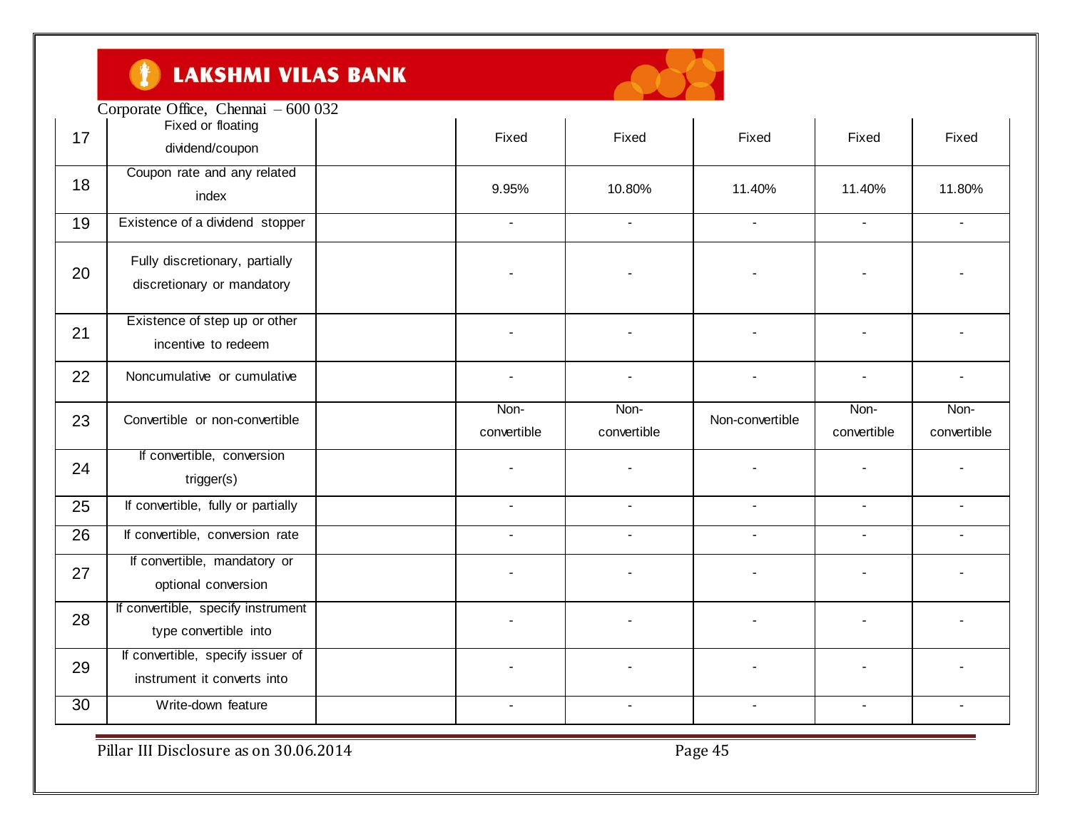| 17 | Fixed or floating dividend/coupon | | Fixed | Fixed | Fixed | Fixed | Fixed |
|---|---|---|---|---|---|---|---|
| 18 | Coupon rate and any related index | | 9.95% | 10.80% | 11.40% | 11.40% | 11.80% |
| 19 | Existence of a dividend stopper | | - | - | - | - | - |
| 20 | Fully discretionary, partially discretionary or mandatory | | - | - | - | - | - |
| 21 | Existence of step up or other incentive to redeem | | - | - | - | - | - |
| 22 | Noncumulative or cumulative | | - | - | - | - | - |
| 23 | Convertible or non-convertible | | Non-convertible | Non-convertible | Non-convertible | Non-convertible | Non-convertible |
| 24 | If convertible, conversion trigger(s) | | - | - | - | - | - |
| 25 | If convertible, fully or partially | | - | - | - | - | - |
| 26 | If convertible, conversion rate | | - | - | - | - | - |
| 27 | If convertible, mandatory or optional conversion | | - | - | - | - | - |
| 28 | If convertible, specify instrument type convertible into | | - | - | - | - | - |
| 29 | If convertible, specify issuer of instrument it converts into | | - | - | - | - | - |
| 30 | Write-down feature | | - | - | - | - | - |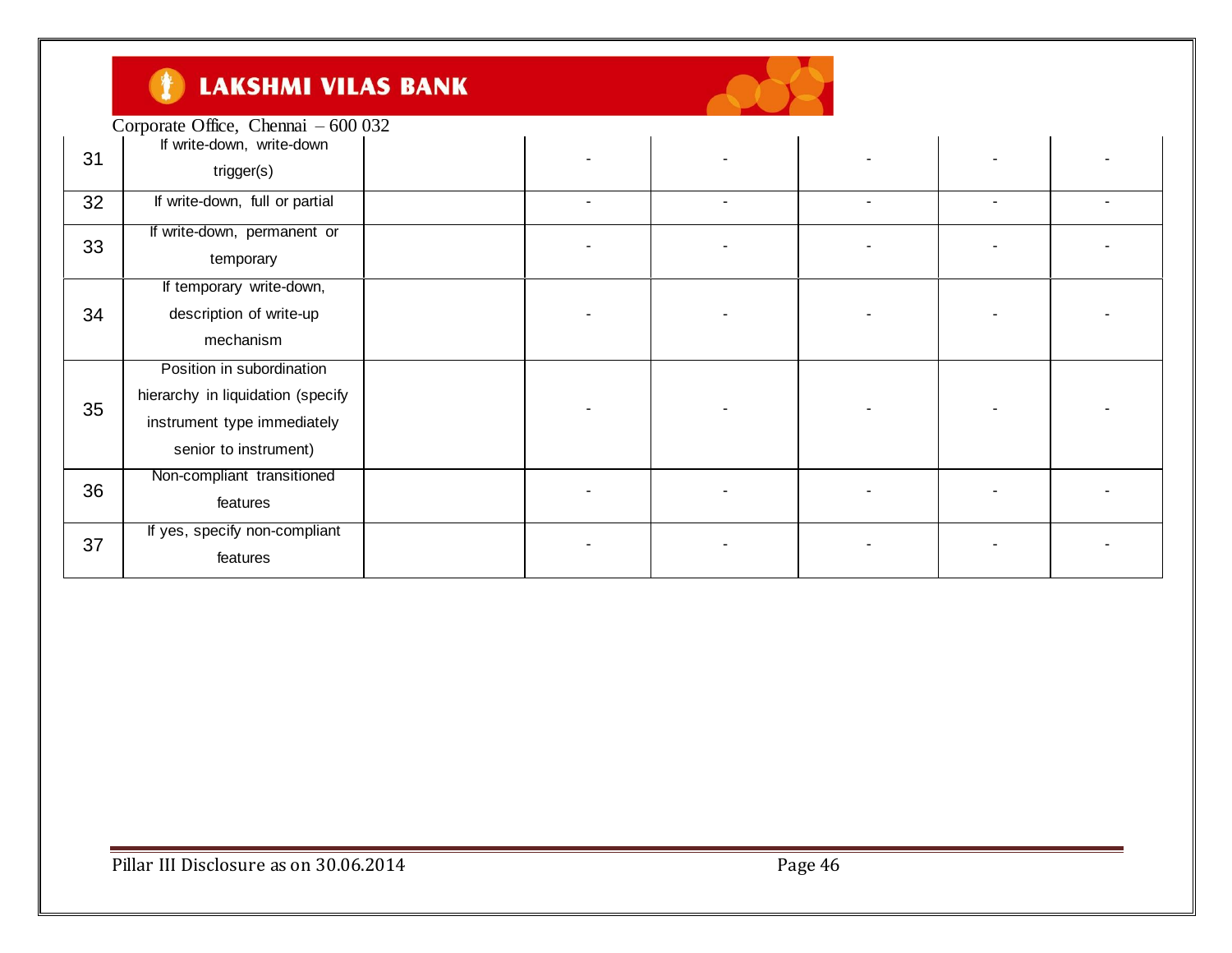| | | | | | | | |
|---|---|---|---|---|---|---|---|
| 31 | If write-down, write-down trigger(s) | | - | - | - | - | - |
| 32 | If write-down, full or partial | | - | - | - | - | - |
| 33 | If write-down, permanent or temporary | | - | - | - | - | - |
| 34 | If temporary write-down, description of write-up mechanism | | - | - | - | - | - |
| 35 | Position in subordination hierarchy in liquidation (specify instrument type immediately senior to instrument) | | - | - | - | - | - |
| 36 | Non-compliant transitioned features | | - | - | - | - | - |
| 37 | If yes, specify non-compliant features | | - | - | - | - | - |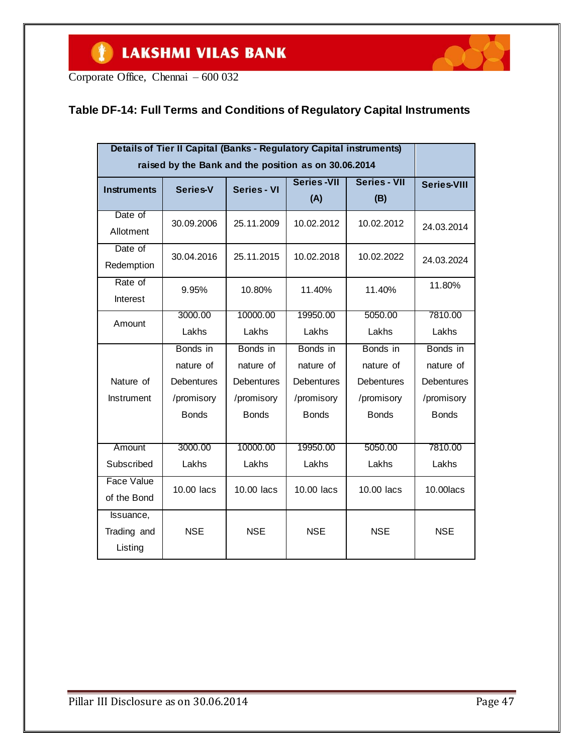## Table DF-14: Full Terms and Conditions of Regulatory Capital Instruments

| Details of Tier II Capital (Banks - Regulatory Capital instruments) raised by the Bank and the position as on 30.06.2014 | | | | | |
|---|---|---|---|---|---|
| **Instruments** | **Series-V** | **Series - VI** | **Series -VII (A)** | **Series - VII (B)** | **Series-VIII** |
| Date of Allotment | 30.09.2006 | 25.11.2009 | 10.02.2012 | 10.02.2012 | 24.03.2014 |
| Date of Redemption | 30.04.2016 | 25.11.2015 | 10.02.2018 | 10.02.2022 | 24.03.2024 |
| Rate of Interest | 9.95% | 10.80% | 11.40% | 11.40% | 11.80% |
| Amount | 3000.00 Lakhs | 10000.00 Lakhs | 19950.00 Lakhs | 5050.00 Lakhs | 7810.00 Lakhs |
| Nature of Instrument | Bonds in nature of Debentures /promisory Bonds | Bonds in nature of Debentures /promisory Bonds | Bonds in nature of Debentures /promisory Bonds | Bonds in nature of Debentures /promisory Bonds | Bonds in nature of Debentures /promisory Bonds |
| Amount Subscribed | 3000.00 Lakhs | 10000.00 Lakhs | 19950.00 Lakhs | 5050.00 Lakhs | 7810.00 Lakhs |
| Face Value of the Bond | 10.00 lacs | 10.00 lacs | 10.00 lacs | 10.00 lacs | 10.00lacs |
| Issuance, Trading and Listing | NSE | NSE | NSE | NSE | NSE |